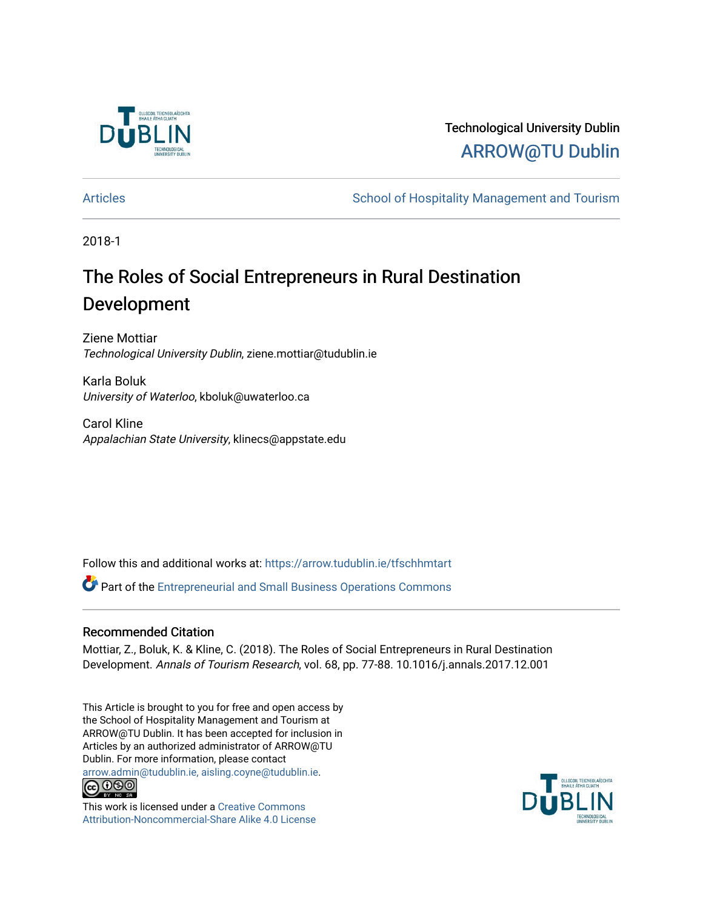Technological University Dublin

ARROW@TU Dublin

Articles | School of Hospitality Management and Tourism

2018-1

# The Roles of Social Entrepreneurs in Rural Destination Development

Ziene Mottiar
*Technological University Dublin*, ziene.mottiar@tudublin.ie

Karla Boluk
*University of Waterloo*, kboluk@uwaterloo.ca

Carol Kline
*Appalachian State University*, klinecs@appstate.edu

Follow this and additional works at: https://arrow.tudublin.ie/tfschhmtart

Part of the Entrepreneurial and Small Business Operations Commons

## Recommended Citation

Mottiar, Z., Boluk, K. & Kline, C. (2018). The Roles of Social Entrepreneurs in Rural Destination Development. *Annals of Tourism Research*, vol. 68, pp. 77-88. 10.1016/j.annals.2017.12.001

This Article is brought to you for free and open access by the School of Hospitality Management and Tourism at ARROW@TU Dublin. It has been accepted for inclusion in Articles by an authorized administrator of ARROW@TU Dublin. For more information, please contact arrow.admin@tudublin.ie, aisling.coyne@tudublin.ie.

This work is licensed under a Creative Commons Attribution-Noncommercial-Share Alike 4.0 License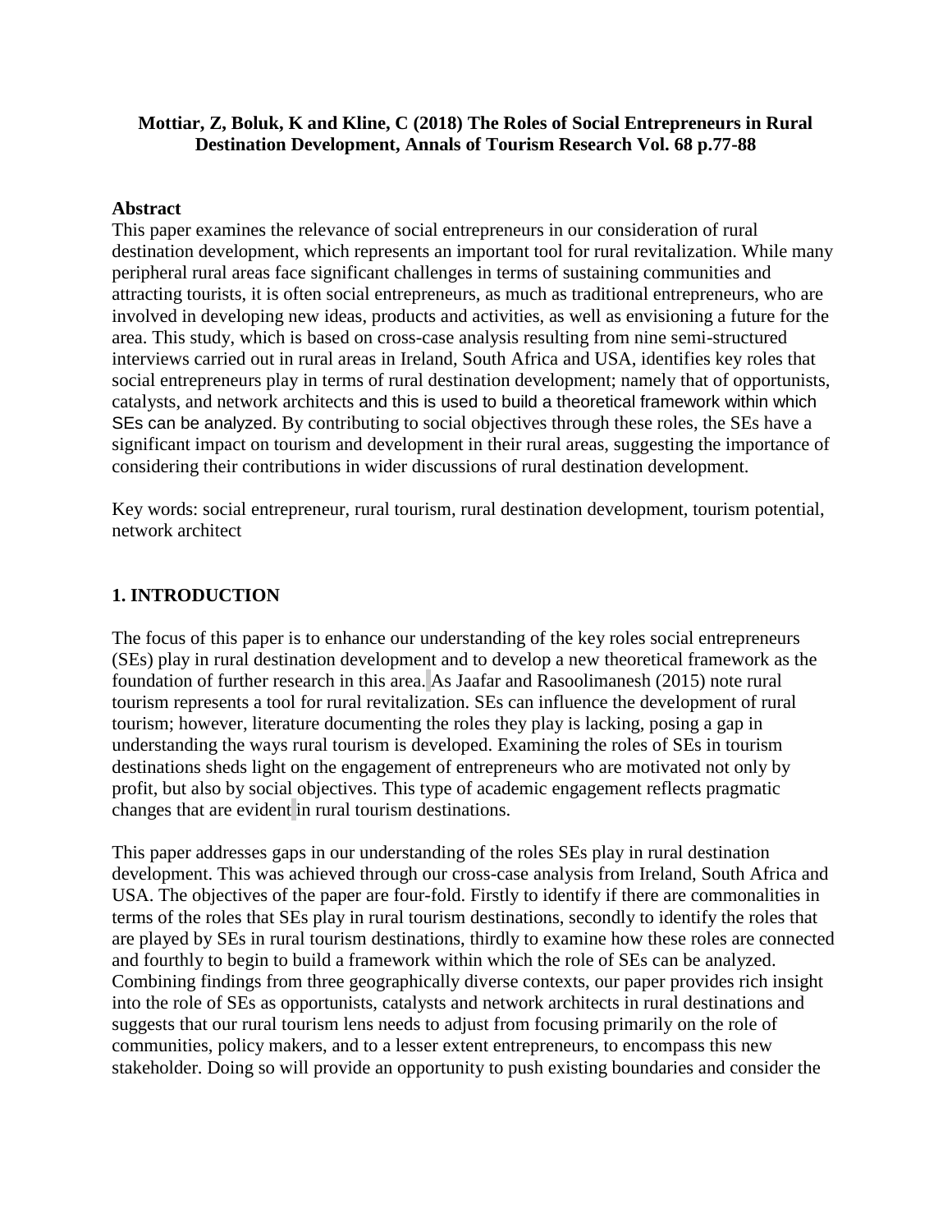**Mottiar, Z, Boluk, K and Kline, C (2018) The Roles of Social Entrepreneurs in Rural Destination Development, Annals of Tourism Research Vol. 68 p.77-88**

**Abstract**

This paper examines the relevance of social entrepreneurs in our consideration of rural destination development, which represents an important tool for rural revitalization. While many peripheral rural areas face significant challenges in terms of sustaining communities and attracting tourists, it is often social entrepreneurs, as much as traditional entrepreneurs, who are involved in developing new ideas, products and activities, as well as envisioning a future for the area. This study, which is based on cross-case analysis resulting from nine semi-structured interviews carried out in rural areas in Ireland, South Africa and USA, identifies key roles that social entrepreneurs play in terms of rural destination development; namely that of opportunists, catalysts, and network architects and this is used to build a theoretical framework within which SEs can be analyzed. By contributing to social objectives through these roles, the SEs have a significant impact on tourism and development in their rural areas, suggesting the importance of considering their contributions in wider discussions of rural destination development.

Key words: social entrepreneur, rural tourism, rural destination development, tourism potential, network architect

## 1. INTRODUCTION

The focus of this paper is to enhance our understanding of the key roles social entrepreneurs (SEs) play in rural destination development and to develop a new theoretical framework as the foundation of further research in this area. As Jaafar and Rasoolimanesh (2015) note rural tourism represents a tool for rural revitalization. SEs can influence the development of rural tourism; however, literature documenting the roles they play is lacking, posing a gap in understanding the ways rural tourism is developed. Examining the roles of SEs in tourism destinations sheds light on the engagement of entrepreneurs who are motivated not only by profit, but also by social objectives. This type of academic engagement reflects pragmatic changes that are evident in rural tourism destinations.

This paper addresses gaps in our understanding of the roles SEs play in rural destination development. This was achieved through our cross-case analysis from Ireland, South Africa and USA. The objectives of the paper are four-fold. Firstly to identify if there are commonalities in terms of the roles that SEs play in rural tourism destinations, secondly to identify the roles that are played by SEs in rural tourism destinations, thirdly to examine how these roles are connected and fourthly to begin to build a framework within which the role of SEs can be analyzed. Combining findings from three geographically diverse contexts, our paper provides rich insight into the role of SEs as opportunists, catalysts and network architects in rural destinations and suggests that our rural tourism lens needs to adjust from focusing primarily on the role of communities, policy makers, and to a lesser extent entrepreneurs, to encompass this new stakeholder. Doing so will provide an opportunity to push existing boundaries and consider the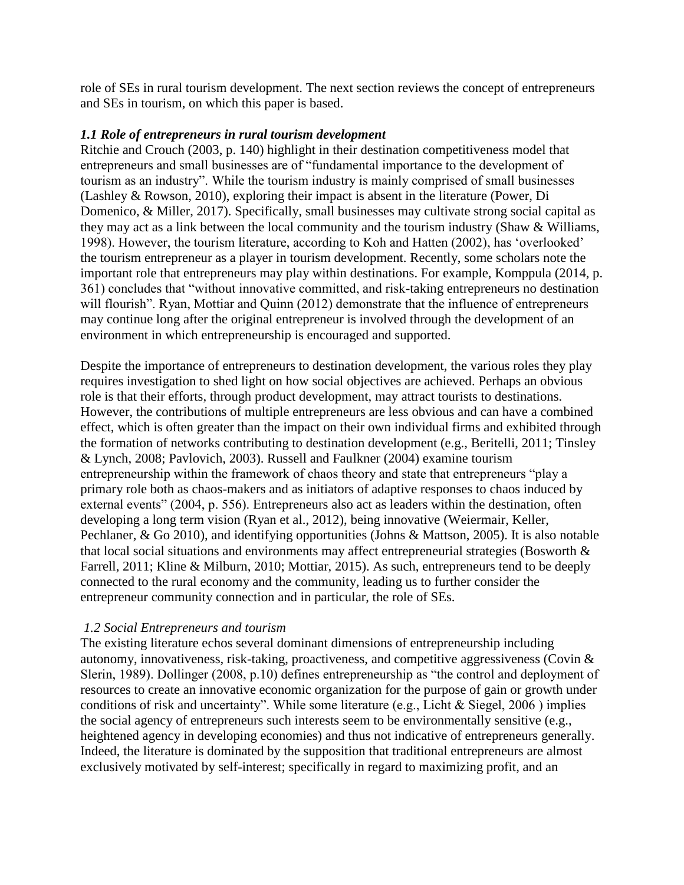role of SEs in rural tourism development. The next section reviews the concept of entrepreneurs and SEs in tourism, on which this paper is based.

### *1.1 Role of entrepreneurs in rural tourism development*

Ritchie and Crouch (2003, p. 140) highlight in their destination competitiveness model that entrepreneurs and small businesses are of "fundamental importance to the development of tourism as an industry". While the tourism industry is mainly comprised of small businesses (Lashley & Rowson, 2010), exploring their impact is absent in the literature (Power, Di Domenico, & Miller, 2017). Specifically, small businesses may cultivate strong social capital as they may act as a link between the local community and the tourism industry (Shaw & Williams, 1998). However, the tourism literature, according to Koh and Hatten (2002), has 'overlooked' the tourism entrepreneur as a player in tourism development. Recently, some scholars note the important role that entrepreneurs may play within destinations. For example, Komppula (2014, p. 361) concludes that "without innovative committed, and risk-taking entrepreneurs no destination will flourish". Ryan, Mottiar and Quinn (2012) demonstrate that the influence of entrepreneurs may continue long after the original entrepreneur is involved through the development of an environment in which entrepreneurship is encouraged and supported.

Despite the importance of entrepreneurs to destination development, the various roles they play requires investigation to shed light on how social objectives are achieved. Perhaps an obvious role is that their efforts, through product development, may attract tourists to destinations. However, the contributions of multiple entrepreneurs are less obvious and can have a combined effect, which is often greater than the impact on their own individual firms and exhibited through the formation of networks contributing to destination development (e.g., Beritelli, 2011; Tinsley & Lynch, 2008; Pavlovich, 2003). Russell and Faulkner (2004) examine tourism entrepreneurship within the framework of chaos theory and state that entrepreneurs "play a primary role both as chaos-makers and as initiators of adaptive responses to chaos induced by external events" (2004, p. 556). Entrepreneurs also act as leaders within the destination, often developing a long term vision (Ryan et al., 2012), being innovative (Weiermair, Keller, Pechlaner, & Go 2010), and identifying opportunities (Johns & Mattson, 2005). It is also notable that local social situations and environments may affect entrepreneurial strategies (Bosworth & Farrell, 2011; Kline & Milburn, 2010; Mottiar, 2015). As such, entrepreneurs tend to be deeply connected to the rural economy and the community, leading us to further consider the entrepreneur community connection and in particular, the role of SEs.

### *1.2 Social Entrepreneurs and tourism*

The existing literature echos several dominant dimensions of entrepreneurship including autonomy, innovativeness, risk-taking, proactiveness, and competitive aggressiveness (Covin & Slerin, 1989). Dollinger (2008, p.10) defines entrepreneurship as "the control and deployment of resources to create an innovative economic organization for the purpose of gain or growth under conditions of risk and uncertainty". While some literature (e.g., Licht & Siegel, 2006 ) implies the social agency of entrepreneurs such interests seem to be environmentally sensitive (e.g., heightened agency in developing economies) and thus not indicative of entrepreneurs generally. Indeed, the literature is dominated by the supposition that traditional entrepreneurs are almost exclusively motivated by self-interest; specifically in regard to maximizing profit, and an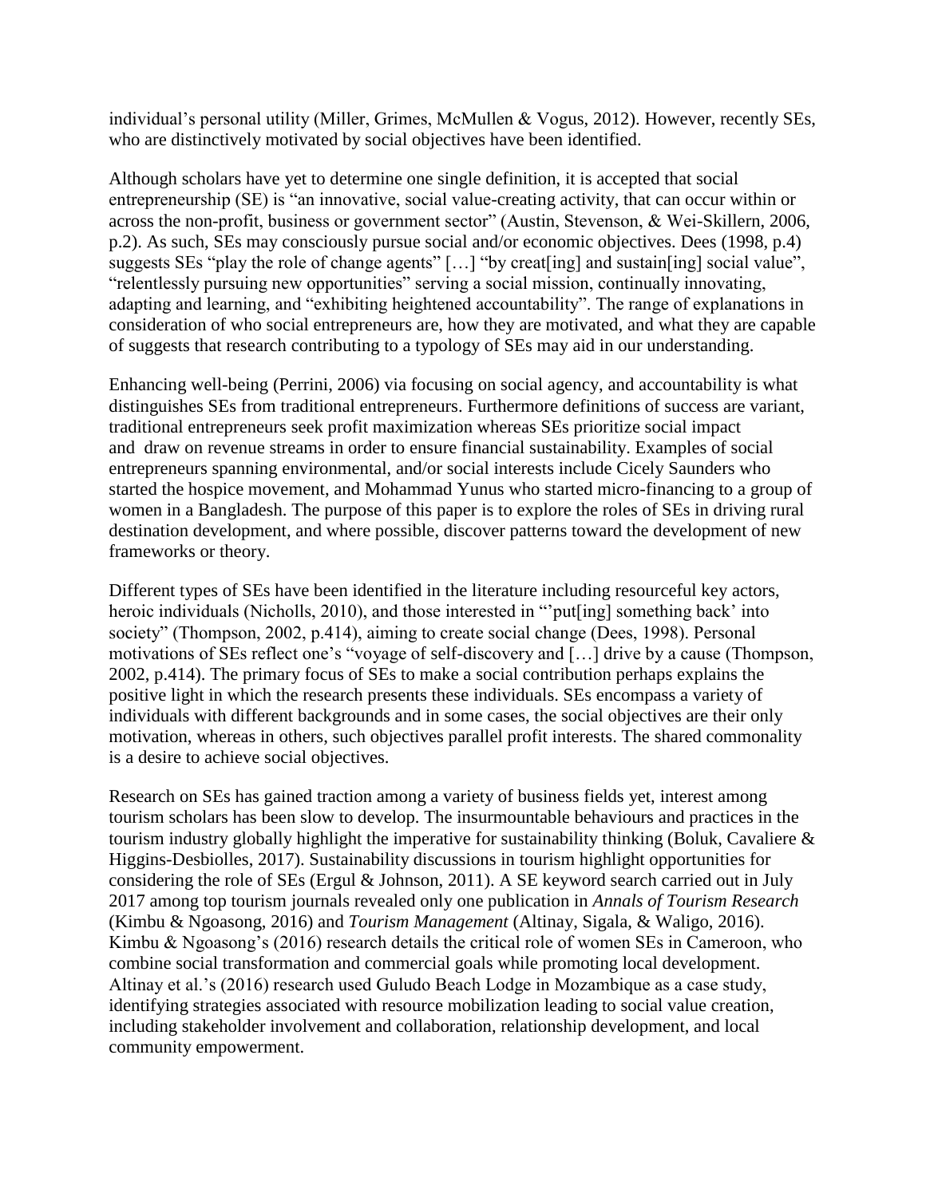individual's personal utility (Miller, Grimes, McMullen & Vogus, 2012). However, recently SEs, who are distinctively motivated by social objectives have been identified.

Although scholars have yet to determine one single definition, it is accepted that social entrepreneurship (SE) is "an innovative, social value-creating activity, that can occur within or across the non-profit, business or government sector" (Austin, Stevenson, & Wei-Skillern, 2006, p.2). As such, SEs may consciously pursue social and/or economic objectives. Dees (1998, p.4) suggests SEs "play the role of change agents" […] "by creat[ing] and sustain[ing] social value", "relentlessly pursuing new opportunities" serving a social mission, continually innovating, adapting and learning, and "exhibiting heightened accountability". The range of explanations in consideration of who social entrepreneurs are, how they are motivated, and what they are capable of suggests that research contributing to a typology of SEs may aid in our understanding.

Enhancing well-being (Perrini, 2006) via focusing on social agency, and accountability is what distinguishes SEs from traditional entrepreneurs. Furthermore definitions of success are variant, traditional entrepreneurs seek profit maximization whereas SEs prioritize social impact and draw on revenue streams in order to ensure financial sustainability. Examples of social entrepreneurs spanning environmental, and/or social interests include Cicely Saunders who started the hospice movement, and Mohammad Yunus who started micro-financing to a group of women in a Bangladesh. The purpose of this paper is to explore the roles of SEs in driving rural destination development, and where possible, discover patterns toward the development of new frameworks or theory.

Different types of SEs have been identified in the literature including resourceful key actors, heroic individuals (Nicholls, 2010), and those interested in "'put[ing] something back' into society" (Thompson, 2002, p.414), aiming to create social change (Dees, 1998). Personal motivations of SEs reflect one's "voyage of self-discovery and […] drive by a cause (Thompson, 2002, p.414). The primary focus of SEs to make a social contribution perhaps explains the positive light in which the research presents these individuals. SEs encompass a variety of individuals with different backgrounds and in some cases, the social objectives are their only motivation, whereas in others, such objectives parallel profit interests. The shared commonality is a desire to achieve social objectives.

Research on SEs has gained traction among a variety of business fields yet, interest among tourism scholars has been slow to develop. The insurmountable behaviours and practices in the tourism industry globally highlight the imperative for sustainability thinking (Boluk, Cavaliere & Higgins-Desbiolles, 2017). Sustainability discussions in tourism highlight opportunities for considering the role of SEs (Ergul & Johnson, 2011). A SE keyword search carried out in July 2017 among top tourism journals revealed only one publication in *Annals of Tourism Research* (Kimbu & Ngoasong, 2016) and *Tourism Management* (Altinay, Sigala, & Waligo, 2016). Kimbu & Ngoasong's (2016) research details the critical role of women SEs in Cameroon, who combine social transformation and commercial goals while promoting local development. Altinay et al.'s (2016) research used Guludo Beach Lodge in Mozambique as a case study, identifying strategies associated with resource mobilization leading to social value creation, including stakeholder involvement and collaboration, relationship development, and local community empowerment.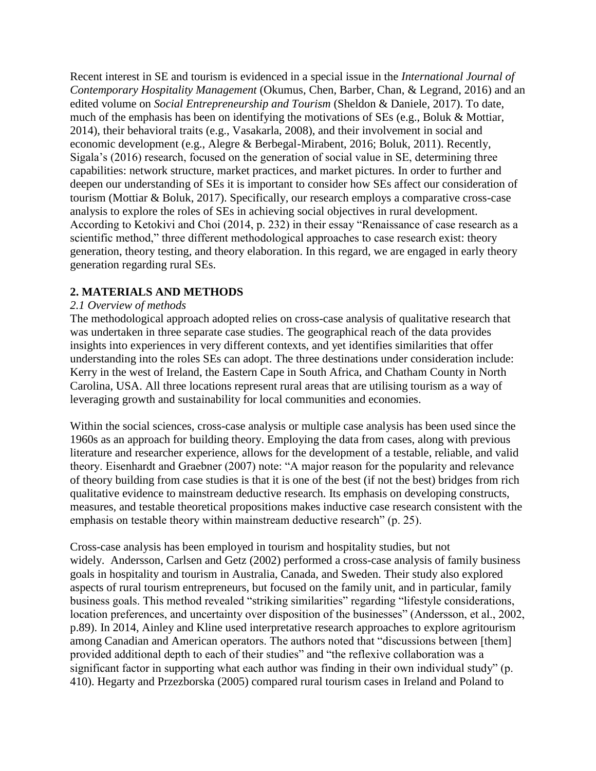Recent interest in SE and tourism is evidenced in a special issue in the *International Journal of Contemporary Hospitality Management* (Okumus, Chen, Barber, Chan, & Legrand, 2016) and an edited volume on *Social Entrepreneurship and Tourism* (Sheldon & Daniele, 2017). To date, much of the emphasis has been on identifying the motivations of SEs (e.g., Boluk & Mottiar, 2014), their behavioral traits (e.g., Vasakarla, 2008), and their involvement in social and economic development (e.g., Alegre & Berbegal-Mirabent, 2016; Boluk, 2011). Recently, Sigala's (2016) research, focused on the generation of social value in SE, determining three capabilities: network structure, market practices, and market pictures. In order to further and deepen our understanding of SEs it is important to consider how SEs affect our consideration of tourism (Mottiar & Boluk, 2017). Specifically, our research employs a comparative cross-case analysis to explore the roles of SEs in achieving social objectives in rural development. According to Ketokivi and Choi (2014, p. 232) in their essay "Renaissance of case research as a scientific method," three different methodological approaches to case research exist: theory generation, theory testing, and theory elaboration. In this regard, we are engaged in early theory generation regarding rural SEs.

## 2. MATERIALS AND METHODS

### *2.1 Overview of methods*

The methodological approach adopted relies on cross-case analysis of qualitative research that was undertaken in three separate case studies. The geographical reach of the data provides insights into experiences in very different contexts, and yet identifies similarities that offer understanding into the roles SEs can adopt. The three destinations under consideration include: Kerry in the west of Ireland, the Eastern Cape in South Africa, and Chatham County in North Carolina, USA. All three locations represent rural areas that are utilising tourism as a way of leveraging growth and sustainability for local communities and economies.

Within the social sciences, cross-case analysis or multiple case analysis has been used since the 1960s as an approach for building theory. Employing the data from cases, along with previous literature and researcher experience, allows for the development of a testable, reliable, and valid theory. Eisenhardt and Graebner (2007) note: "A major reason for the popularity and relevance of theory building from case studies is that it is one of the best (if not the best) bridges from rich qualitative evidence to mainstream deductive research. Its emphasis on developing constructs, measures, and testable theoretical propositions makes inductive case research consistent with the emphasis on testable theory within mainstream deductive research" (p. 25).

Cross-case analysis has been employed in tourism and hospitality studies, but not widely. Andersson, Carlsen and Getz (2002) performed a cross-case analysis of family business goals in hospitality and tourism in Australia, Canada, and Sweden. Their study also explored aspects of rural tourism entrepreneurs, but focused on the family unit, and in particular, family business goals. This method revealed "striking similarities" regarding "lifestyle considerations, location preferences, and uncertainty over disposition of the businesses" (Andersson, et al., 2002, p.89). In 2014, Ainley and Kline used interpretative research approaches to explore agritourism among Canadian and American operators. The authors noted that "discussions between [them] provided additional depth to each of their studies" and "the reflexive collaboration was a significant factor in supporting what each author was finding in their own individual study" (p. 410). Hegarty and Przezborska (2005) compared rural tourism cases in Ireland and Poland to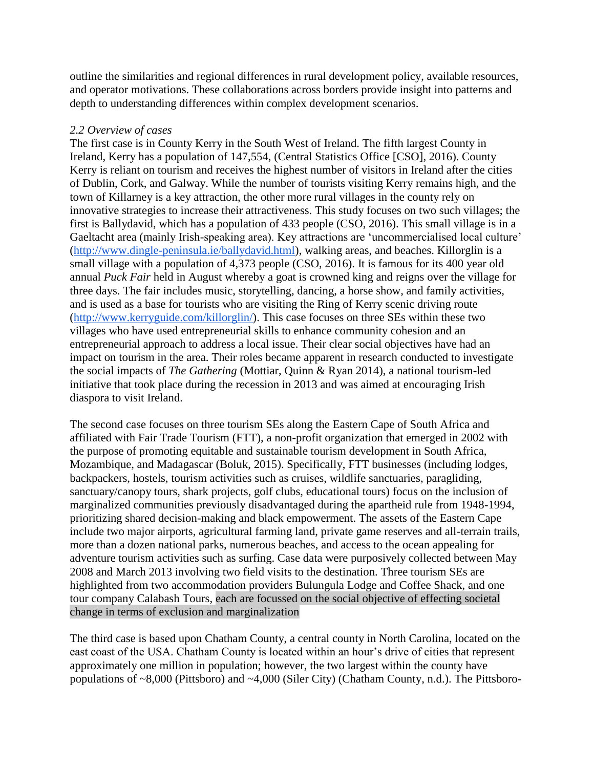outline the similarities and regional differences in rural development policy, available resources, and operator motivations. These collaborations across borders provide insight into patterns and depth to understanding differences within complex development scenarios.

### *2.2 Overview of cases*

The first case is in County Kerry in the South West of Ireland. The fifth largest County in Ireland, Kerry has a population of 147,554, (Central Statistics Office [CSO], 2016). County Kerry is reliant on tourism and receives the highest number of visitors in Ireland after the cities of Dublin, Cork, and Galway. While the number of tourists visiting Kerry remains high, and the town of Killarney is a key attraction, the other more rural villages in the county rely on innovative strategies to increase their attractiveness. This study focuses on two such villages; the first is Ballydavid, which has a population of 433 people (CSO, 2016). This small village is in a Gaeltacht area (mainly Irish-speaking area). Key attractions are 'uncommercialised local culture' (http://www.dingle-peninsula.ie/ballydavid.html), walking areas, and beaches. Killorglin is a small village with a population of 4,373 people (CSO, 2016). It is famous for its 400 year old annual *Puck Fair* held in August whereby a goat is crowned king and reigns over the village for three days. The fair includes music, storytelling, dancing, a horse show, and family activities, and is used as a base for tourists who are visiting the Ring of Kerry scenic driving route (http://www.kerryguide.com/killorglin/). This case focuses on three SEs within these two villages who have used entrepreneurial skills to enhance community cohesion and an entrepreneurial approach to address a local issue. Their clear social objectives have had an impact on tourism in the area. Their roles became apparent in research conducted to investigate the social impacts of *The Gathering* (Mottiar, Quinn & Ryan 2014), a national tourism-led initiative that took place during the recession in 2013 and was aimed at encouraging Irish diaspora to visit Ireland.

The second case focuses on three tourism SEs along the Eastern Cape of South Africa and affiliated with Fair Trade Tourism (FTT), a non-profit organization that emerged in 2002 with the purpose of promoting equitable and sustainable tourism development in South Africa, Mozambique, and Madagascar (Boluk, 2015). Specifically, FTT businesses (including lodges, backpackers, hostels, tourism activities such as cruises, wildlife sanctuaries, paragliding, sanctuary/canopy tours, shark projects, golf clubs, educational tours) focus on the inclusion of marginalized communities previously disadvantaged during the apartheid rule from 1948-1994, prioritizing shared decision-making and black empowerment. The assets of the Eastern Cape include two major airports, agricultural farming land, private game reserves and all-terrain trails, more than a dozen national parks, numerous beaches, and access to the ocean appealing for adventure tourism activities such as surfing. Case data were purposively collected between May 2008 and March 2013 involving two field visits to the destination. Three tourism SEs are highlighted from two accommodation providers Bulungula Lodge and Coffee Shack, and one tour company Calabash Tours, each are focussed on the social objective of effecting societal change in terms of exclusion and marginalization

The third case is based upon Chatham County, a central county in North Carolina, located on the east coast of the USA. Chatham County is located within an hour's drive of cities that represent approximately one million in population; however, the two largest within the county have populations of ~8,000 (Pittsboro) and ~4,000 (Siler City) (Chatham County, n.d.). The Pittsboro-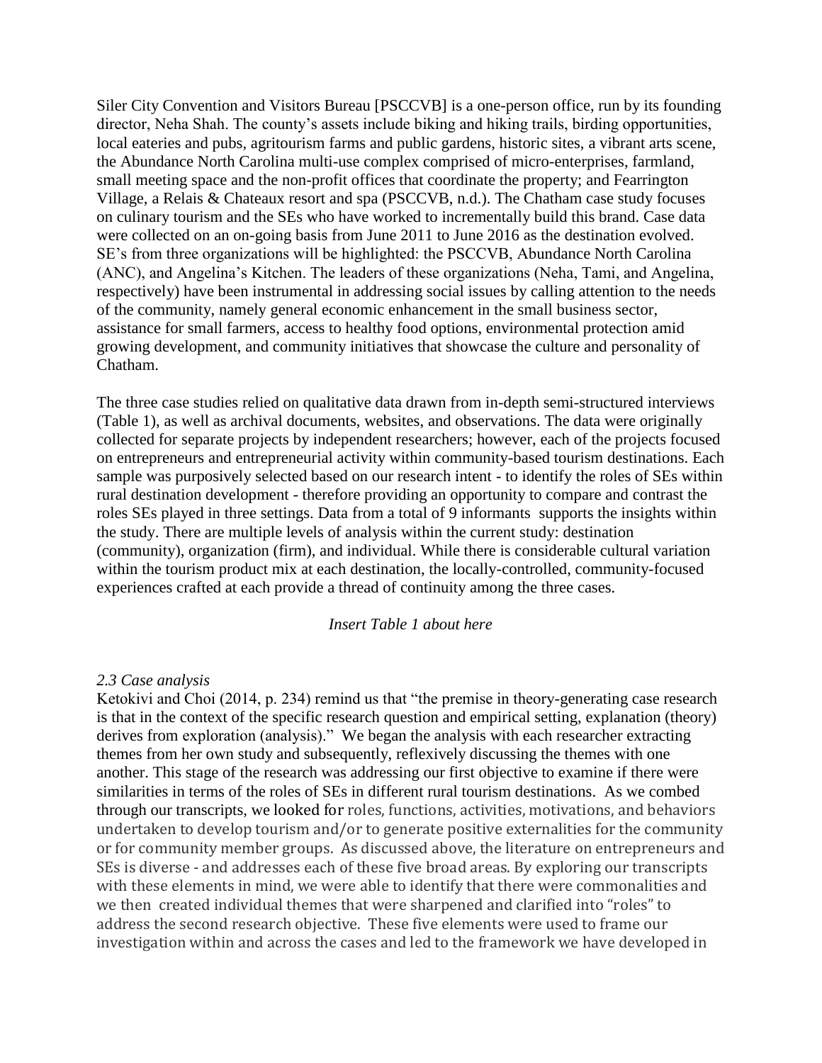Siler City Convention and Visitors Bureau [PSCCVB] is a one-person office, run by its founding director, Neha Shah. The county's assets include biking and hiking trails, birding opportunities, local eateries and pubs, agritourism farms and public gardens, historic sites, a vibrant arts scene, the Abundance North Carolina multi-use complex comprised of micro-enterprises, farmland, small meeting space and the non-profit offices that coordinate the property; and Fearrington Village, a Relais & Chateaux resort and spa (PSCCVB, n.d.). The Chatham case study focuses on culinary tourism and the SEs who have worked to incrementally build this brand. Case data were collected on an on-going basis from June 2011 to June 2016 as the destination evolved. SE's from three organizations will be highlighted: the PSCCVB, Abundance North Carolina (ANC), and Angelina's Kitchen. The leaders of these organizations (Neha, Tami, and Angelina, respectively) have been instrumental in addressing social issues by calling attention to the needs of the community, namely general economic enhancement in the small business sector, assistance for small farmers, access to healthy food options, environmental protection amid growing development, and community initiatives that showcase the culture and personality of Chatham.

The three case studies relied on qualitative data drawn from in-depth semi-structured interviews (Table 1), as well as archival documents, websites, and observations. The data were originally collected for separate projects by independent researchers; however, each of the projects focused on entrepreneurs and entrepreneurial activity within community-based tourism destinations. Each sample was purposively selected based on our research intent - to identify the roles of SEs within rural destination development - therefore providing an opportunity to compare and contrast the roles SEs played in three settings. Data from a total of 9 informants supports the insights within the study. There are multiple levels of analysis within the current study: destination (community), organization (firm), and individual. While there is considerable cultural variation within the tourism product mix at each destination, the locally-controlled, community-focused experiences crafted at each provide a thread of continuity among the three cases.

*Insert Table 1 about here*

*2.3 Case analysis*

Ketokivi and Choi (2014, p. 234) remind us that "the premise in theory-generating case research is that in the context of the specific research question and empirical setting, explanation (theory) derives from exploration (analysis)." We began the analysis with each researcher extracting themes from her own study and subsequently, reflexively discussing the themes with one another. This stage of the research was addressing our first objective to examine if there were similarities in terms of the roles of SEs in different rural tourism destinations. As we combed through our transcripts, we looked for roles, functions, activities, motivations, and behaviors undertaken to develop tourism and/or to generate positive externalities for the community or for community member groups. As discussed above, the literature on entrepreneurs and SEs is diverse - and addresses each of these five broad areas. By exploring our transcripts with these elements in mind, we were able to identify that there were commonalities and we then created individual themes that were sharpened and clarified into "roles" to address the second research objective. These five elements were used to frame our investigation within and across the cases and led to the framework we have developed in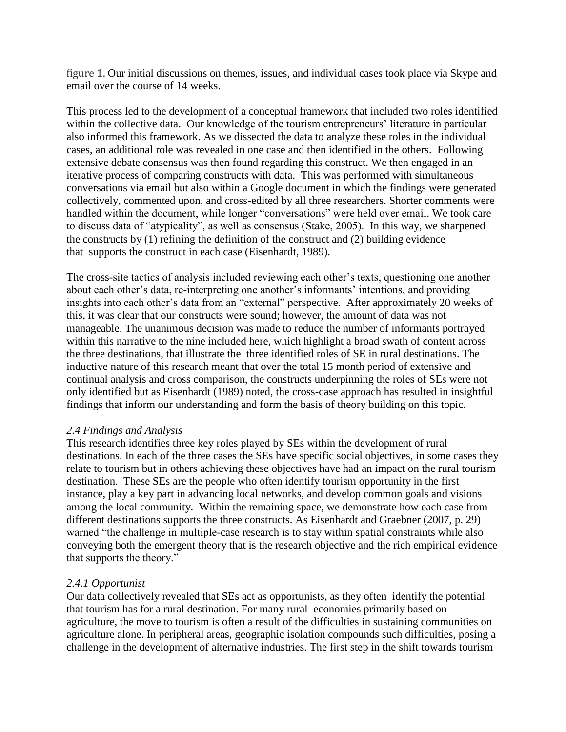figure 1. Our initial discussions on themes, issues, and individual cases took place via Skype and email over the course of 14 weeks.

This process led to the development of a conceptual framework that included two roles identified within the collective data. Our knowledge of the tourism entrepreneurs' literature in particular also informed this framework. As we dissected the data to analyze these roles in the individual cases, an additional role was revealed in one case and then identified in the others. Following extensive debate consensus was then found regarding this construct. We then engaged in an iterative process of comparing constructs with data. This was performed with simultaneous conversations via email but also within a Google document in which the findings were generated collectively, commented upon, and cross-edited by all three researchers. Shorter comments were handled within the document, while longer "conversations" were held over email. We took care to discuss data of "atypicality", as well as consensus (Stake, 2005). In this way, we sharpened the constructs by (1) refining the definition of the construct and (2) building evidence that supports the construct in each case (Eisenhardt, 1989).

The cross-site tactics of analysis included reviewing each other's texts, questioning one another about each other's data, re-interpreting one another's informants' intentions, and providing insights into each other's data from an "external" perspective. After approximately 20 weeks of this, it was clear that our constructs were sound; however, the amount of data was not manageable. The unanimous decision was made to reduce the number of informants portrayed within this narrative to the nine included here, which highlight a broad swath of content across the three destinations, that illustrate the three identified roles of SE in rural destinations. The inductive nature of this research meant that over the total 15 month period of extensive and continual analysis and cross comparison, the constructs underpinning the roles of SEs were not only identified but as Eisenhardt (1989) noted, the cross-case approach has resulted in insightful findings that inform our understanding and form the basis of theory building on this topic.

### *2.4 Findings and Analysis*

This research identifies three key roles played by SEs within the development of rural destinations. In each of the three cases the SEs have specific social objectives, in some cases they relate to tourism but in others achieving these objectives have had an impact on the rural tourism destination. These SEs are the people who often identify tourism opportunity in the first instance, play a key part in advancing local networks, and develop common goals and visions among the local community. Within the remaining space, we demonstrate how each case from different destinations supports the three constructs. As Eisenhardt and Graebner (2007, p. 29) warned "the challenge in multiple-case research is to stay within spatial constraints while also conveying both the emergent theory that is the research objective and the rich empirical evidence that supports the theory."

#### *2.4.1 Opportunist*

Our data collectively revealed that SEs act as opportunists, as they often identify the potential that tourism has for a rural destination. For many rural economies primarily based on agriculture, the move to tourism is often a result of the difficulties in sustaining communities on agriculture alone. In peripheral areas, geographic isolation compounds such difficulties, posing a challenge in the development of alternative industries. The first step in the shift towards tourism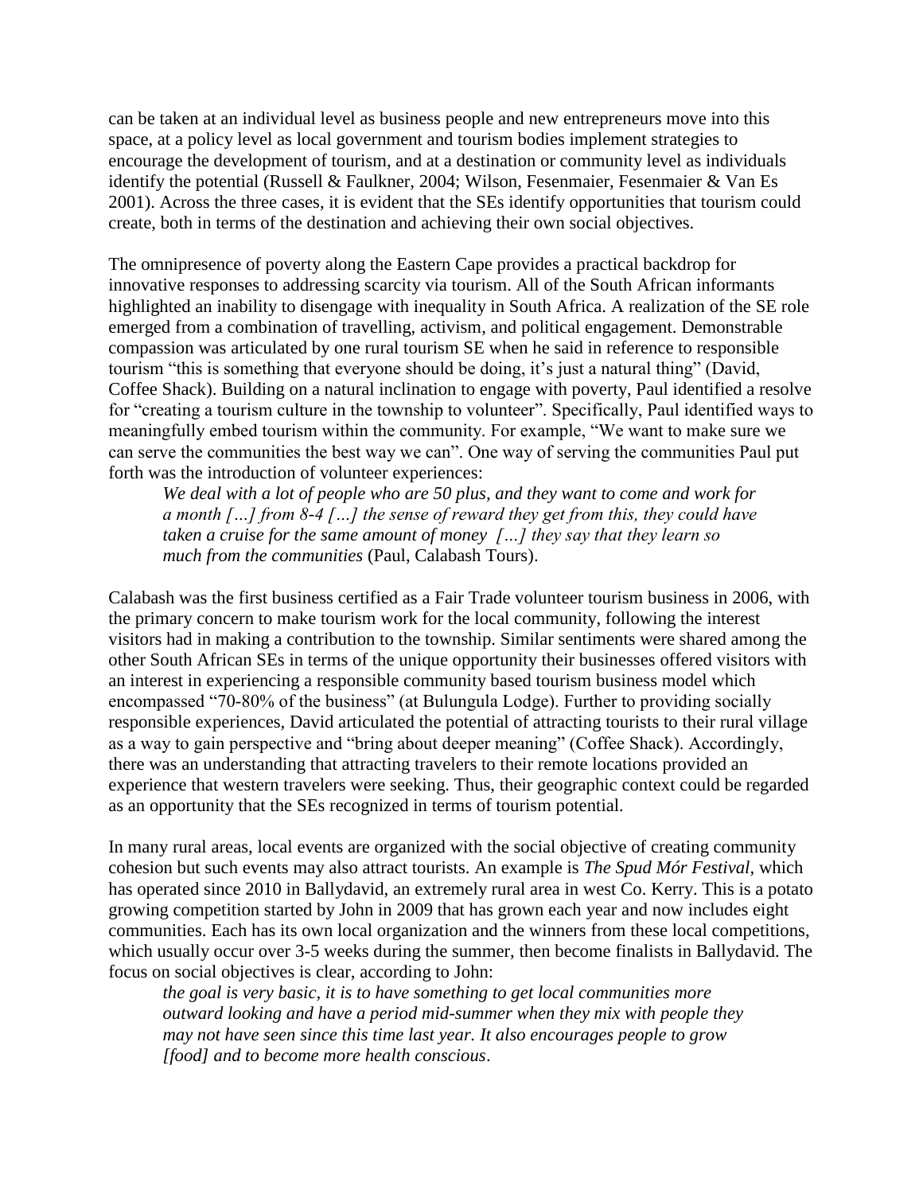can be taken at an individual level as business people and new entrepreneurs move into this space, at a policy level as local government and tourism bodies implement strategies to encourage the development of tourism, and at a destination or community level as individuals identify the potential (Russell & Faulkner, 2004; Wilson, Fesenmaier, Fesenmaier & Van Es 2001). Across the three cases, it is evident that the SEs identify opportunities that tourism could create, both in terms of the destination and achieving their own social objectives.

The omnipresence of poverty along the Eastern Cape provides a practical backdrop for innovative responses to addressing scarcity via tourism. All of the South African informants highlighted an inability to disengage with inequality in South Africa. A realization of the SE role emerged from a combination of travelling, activism, and political engagement. Demonstrable compassion was articulated by one rural tourism SE when he said in reference to responsible tourism "this is something that everyone should be doing, it's just a natural thing" (David, Coffee Shack). Building on a natural inclination to engage with poverty, Paul identified a resolve for "creating a tourism culture in the township to volunteer". Specifically, Paul identified ways to meaningfully embed tourism within the community. For example, "We want to make sure we can serve the communities the best way we can". One way of serving the communities Paul put forth was the introduction of volunteer experiences:

> *We deal with a lot of people who are 50 plus, and they want to come and work for a month […] from 8-4 […] the sense of reward they get from this, they could have taken a cruise for the same amount of money […] they say that they learn so much from the communities* (Paul, Calabash Tours).

Calabash was the first business certified as a Fair Trade volunteer tourism business in 2006, with the primary concern to make tourism work for the local community, following the interest visitors had in making a contribution to the township. Similar sentiments were shared among the other South African SEs in terms of the unique opportunity their businesses offered visitors with an interest in experiencing a responsible community based tourism business model which encompassed "70-80% of the business" (at Bulungula Lodge). Further to providing socially responsible experiences, David articulated the potential of attracting tourists to their rural village as a way to gain perspective and "bring about deeper meaning" (Coffee Shack). Accordingly, there was an understanding that attracting travelers to their remote locations provided an experience that western travelers were seeking. Thus, their geographic context could be regarded as an opportunity that the SEs recognized in terms of tourism potential.

In many rural areas, local events are organized with the social objective of creating community cohesion but such events may also attract tourists. An example is *The Spud Mór Festival*, which has operated since 2010 in Ballydavid, an extremely rural area in west Co. Kerry. This is a potato growing competition started by John in 2009 that has grown each year and now includes eight communities. Each has its own local organization and the winners from these local competitions, which usually occur over 3-5 weeks during the summer, then become finalists in Ballydavid. The focus on social objectives is clear, according to John:

> *the goal is very basic, it is to have something to get local communities more outward looking and have a period mid-summer when they mix with people they may not have seen since this time last year. It also encourages people to grow [food] and to become more health conscious*.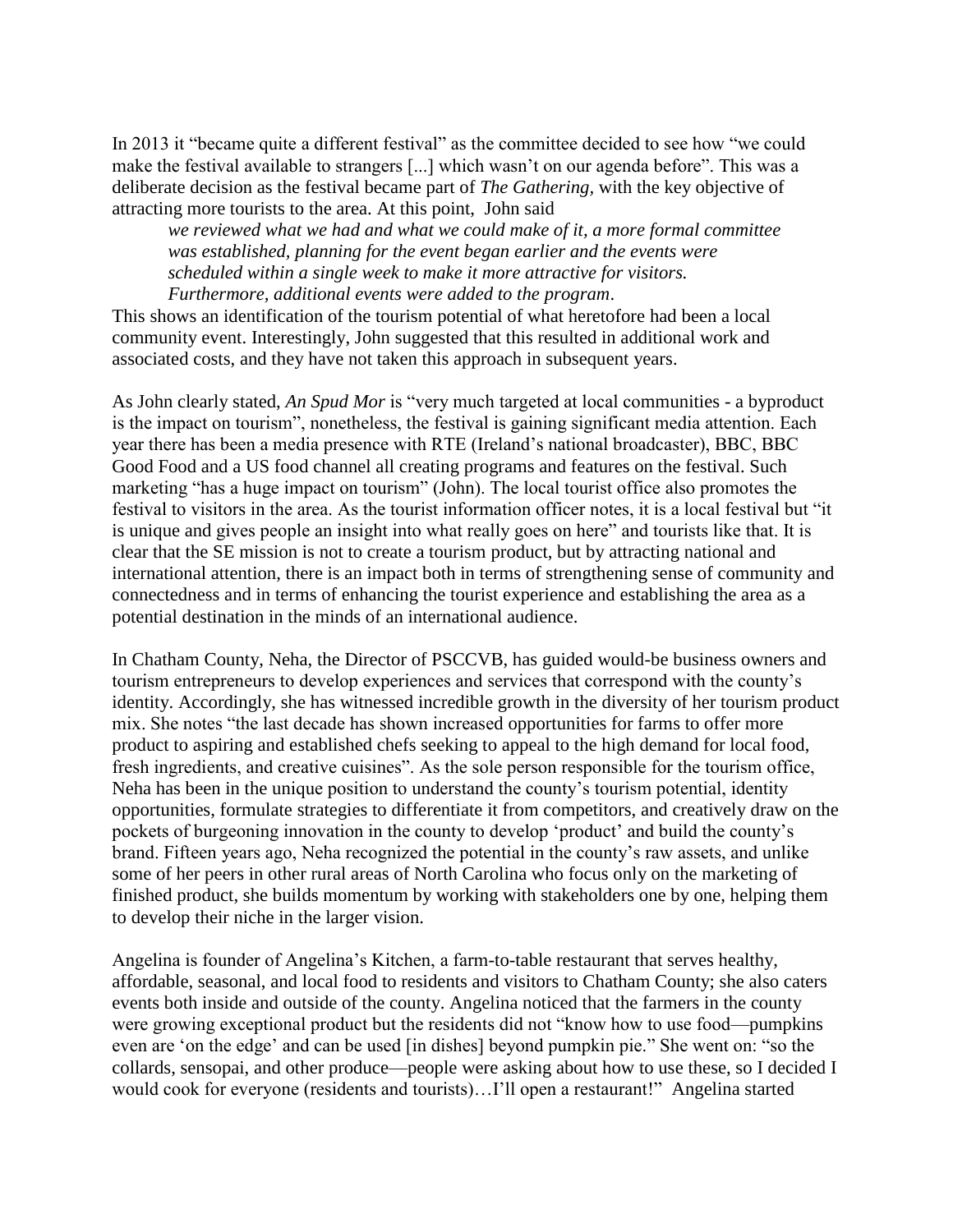In 2013 it "became quite a different festival" as the committee decided to see how "we could make the festival available to strangers [...] which wasn't on our agenda before". This was a deliberate decision as the festival became part of *The Gathering*, with the key objective of attracting more tourists to the area. At this point, John said

> *we reviewed what we had and what we could make of it, a more formal committee was established, planning for the event began earlier and the events were scheduled within a single week to make it more attractive for visitors. Furthermore, additional events were added to the program*.

This shows an identification of the tourism potential of what heretofore had been a local community event. Interestingly, John suggested that this resulted in additional work and associated costs, and they have not taken this approach in subsequent years.

As John clearly stated, *An Spud Mor* is "very much targeted at local communities - a byproduct is the impact on tourism", nonetheless, the festival is gaining significant media attention. Each year there has been a media presence with RTE (Ireland's national broadcaster), BBC, BBC Good Food and a US food channel all creating programs and features on the festival. Such marketing "has a huge impact on tourism" (John). The local tourist office also promotes the festival to visitors in the area. As the tourist information officer notes, it is a local festival but "it is unique and gives people an insight into what really goes on here" and tourists like that. It is clear that the SE mission is not to create a tourism product, but by attracting national and international attention, there is an impact both in terms of strengthening sense of community and connectedness and in terms of enhancing the tourist experience and establishing the area as a potential destination in the minds of an international audience.

In Chatham County, Neha, the Director of PSCCVB, has guided would-be business owners and tourism entrepreneurs to develop experiences and services that correspond with the county's identity. Accordingly, she has witnessed incredible growth in the diversity of her tourism product mix. She notes "the last decade has shown increased opportunities for farms to offer more product to aspiring and established chefs seeking to appeal to the high demand for local food, fresh ingredients, and creative cuisines". As the sole person responsible for the tourism office, Neha has been in the unique position to understand the county's tourism potential, identity opportunities, formulate strategies to differentiate it from competitors, and creatively draw on the pockets of burgeoning innovation in the county to develop 'product' and build the county's brand. Fifteen years ago, Neha recognized the potential in the county's raw assets, and unlike some of her peers in other rural areas of North Carolina who focus only on the marketing of finished product, she builds momentum by working with stakeholders one by one, helping them to develop their niche in the larger vision.

Angelina is founder of Angelina's Kitchen, a farm-to-table restaurant that serves healthy, affordable, seasonal, and local food to residents and visitors to Chatham County; she also caters events both inside and outside of the county. Angelina noticed that the farmers in the county were growing exceptional product but the residents did not "know how to use food—pumpkins even are 'on the edge' and can be used [in dishes] beyond pumpkin pie." She went on: "so the collards, sensopai, and other produce—people were asking about how to use these, so I decided I would cook for everyone (residents and tourists)…I'll open a restaurant!" Angelina started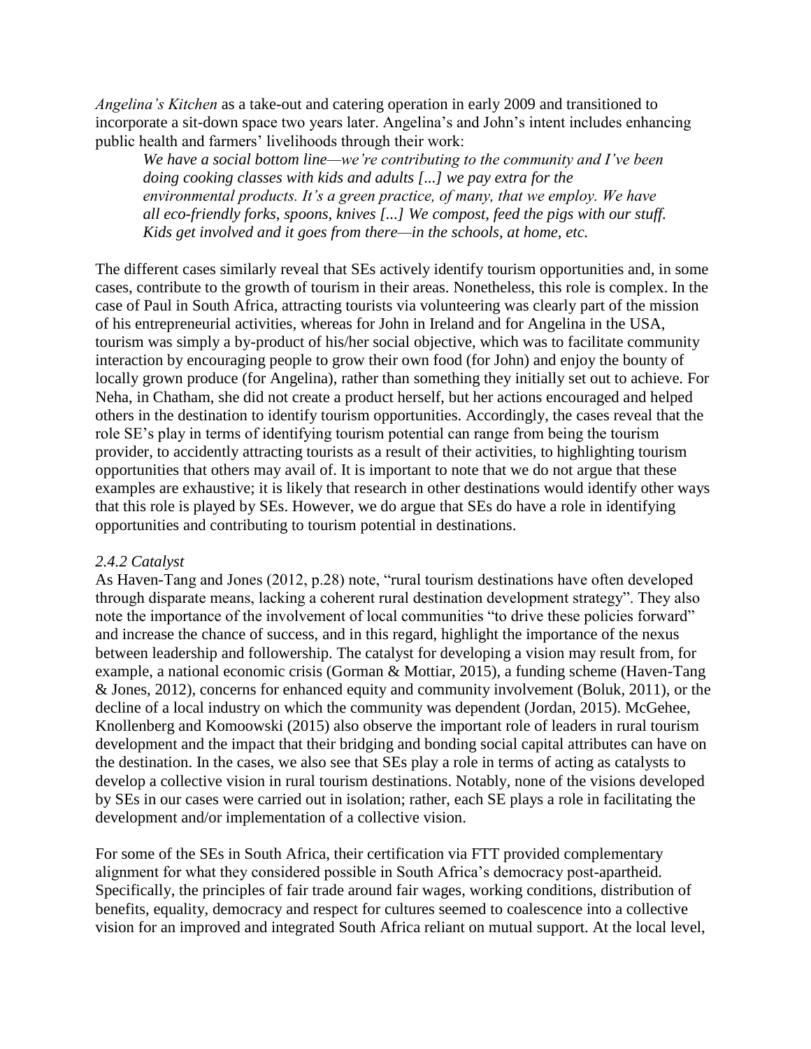*Angelina's Kitchen* as a take-out and catering operation in early 2009 and transitioned to incorporate a sit-down space two years later. Angelina's and John's intent includes enhancing public health and farmers' livelihoods through their work:

> *We have a social bottom line—we're contributing to the community and I've been doing cooking classes with kids and adults [...] we pay extra for the environmental products. It's a green practice, of many, that we employ. We have all eco-friendly forks, spoons, knives [...] We compost, feed the pigs with our stuff. Kids get involved and it goes from there—in the schools, at home, etc.*

The different cases similarly reveal that SEs actively identify tourism opportunities and, in some cases, contribute to the growth of tourism in their areas. Nonetheless, this role is complex. In the case of Paul in South Africa, attracting tourists via volunteering was clearly part of the mission of his entrepreneurial activities, whereas for John in Ireland and for Angelina in the USA, tourism was simply a by-product of his/her social objective, which was to facilitate community interaction by encouraging people to grow their own food (for John) and enjoy the bounty of locally grown produce (for Angelina), rather than something they initially set out to achieve. For Neha, in Chatham, she did not create a product herself, but her actions encouraged and helped others in the destination to identify tourism opportunities. Accordingly, the cases reveal that the role SE's play in terms of identifying tourism potential can range from being the tourism provider, to accidently attracting tourists as a result of their activities, to highlighting tourism opportunities that others may avail of. It is important to note that we do not argue that these examples are exhaustive; it is likely that research in other destinations would identify other ways that this role is played by SEs. However, we do argue that SEs do have a role in identifying opportunities and contributing to tourism potential in destinations.

### *2.4.2 Catalyst*

As Haven-Tang and Jones (2012, p.28) note, "rural tourism destinations have often developed through disparate means, lacking a coherent rural destination development strategy". They also note the importance of the involvement of local communities "to drive these policies forward" and increase the chance of success, and in this regard, highlight the importance of the nexus between leadership and followership. The catalyst for developing a vision may result from, for example, a national economic crisis (Gorman & Mottiar, 2015), a funding scheme (Haven-Tang & Jones, 2012), concerns for enhanced equity and community involvement (Boluk, 2011), or the decline of a local industry on which the community was dependent (Jordan, 2015). McGehee, Knollenberg and Komoowski (2015) also observe the important role of leaders in rural tourism development and the impact that their bridging and bonding social capital attributes can have on the destination. In the cases, we also see that SEs play a role in terms of acting as catalysts to develop a collective vision in rural tourism destinations. Notably, none of the visions developed by SEs in our cases were carried out in isolation; rather, each SE plays a role in facilitating the development and/or implementation of a collective vision.

For some of the SEs in South Africa, their certification via FTT provided complementary alignment for what they considered possible in South Africa's democracy post-apartheid. Specifically, the principles of fair trade around fair wages, working conditions, distribution of benefits, equality, democracy and respect for cultures seemed to coalescence into a collective vision for an improved and integrated South Africa reliant on mutual support. At the local level,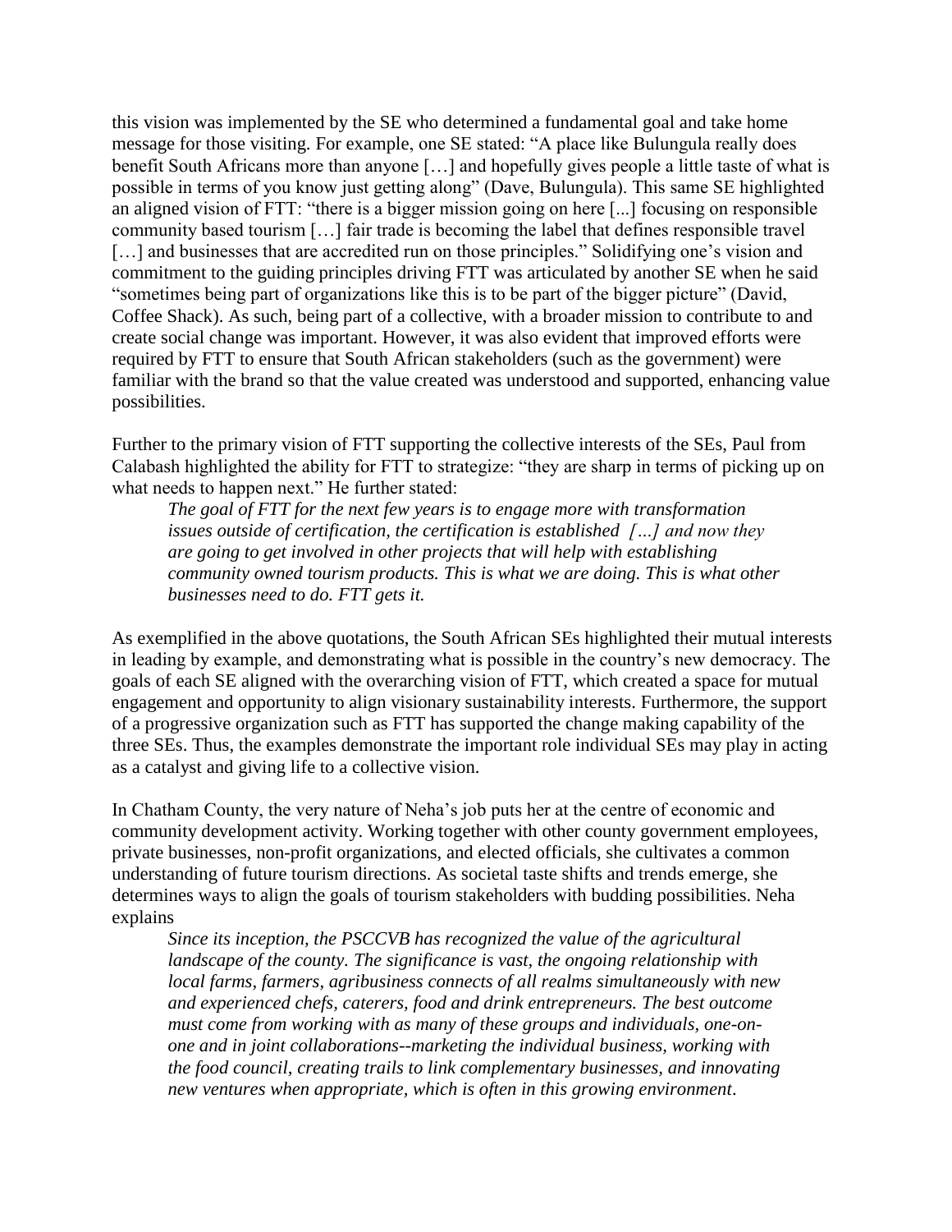this vision was implemented by the SE who determined a fundamental goal and take home message for those visiting. For example, one SE stated: "A place like Bulungula really does benefit South Africans more than anyone […] and hopefully gives people a little taste of what is possible in terms of you know just getting along" (Dave, Bulungula). This same SE highlighted an aligned vision of FTT: "there is a bigger mission going on here [...] focusing on responsible community based tourism […] fair trade is becoming the label that defines responsible travel […] and businesses that are accredited run on those principles." Solidifying one's vision and commitment to the guiding principles driving FTT was articulated by another SE when he said "sometimes being part of organizations like this is to be part of the bigger picture" (David, Coffee Shack). As such, being part of a collective, with a broader mission to contribute to and create social change was important. However, it was also evident that improved efforts were required by FTT to ensure that South African stakeholders (such as the government) were familiar with the brand so that the value created was understood and supported, enhancing value possibilities.

Further to the primary vision of FTT supporting the collective interests of the SEs, Paul from Calabash highlighted the ability for FTT to strategize: "they are sharp in terms of picking up on what needs to happen next." He further stated:

> *The goal of FTT for the next few years is to engage more with transformation issues outside of certification, the certification is established […] and now they are going to get involved in other projects that will help with establishing community owned tourism products. This is what we are doing. This is what other businesses need to do. FTT gets it.*

As exemplified in the above quotations, the South African SEs highlighted their mutual interests in leading by example, and demonstrating what is possible in the country's new democracy. The goals of each SE aligned with the overarching vision of FTT, which created a space for mutual engagement and opportunity to align visionary sustainability interests. Furthermore, the support of a progressive organization such as FTT has supported the change making capability of the three SEs. Thus, the examples demonstrate the important role individual SEs may play in acting as a catalyst and giving life to a collective vision.

In Chatham County, the very nature of Neha's job puts her at the centre of economic and community development activity. Working together with other county government employees, private businesses, non-profit organizations, and elected officials, she cultivates a common understanding of future tourism directions. As societal taste shifts and trends emerge, she determines ways to align the goals of tourism stakeholders with budding possibilities. Neha explains

> *Since its inception, the PSCCVB has recognized the value of the agricultural landscape of the county. The significance is vast, the ongoing relationship with local farms, farmers, agribusiness connects of all realms simultaneously with new and experienced chefs, caterers, food and drink entrepreneurs. The best outcome must come from working with as many of these groups and individuals, one-on-one and in joint collaborations--marketing the individual business, working with the food council, creating trails to link complementary businesses, and innovating new ventures when appropriate, which is often in this growing environment.*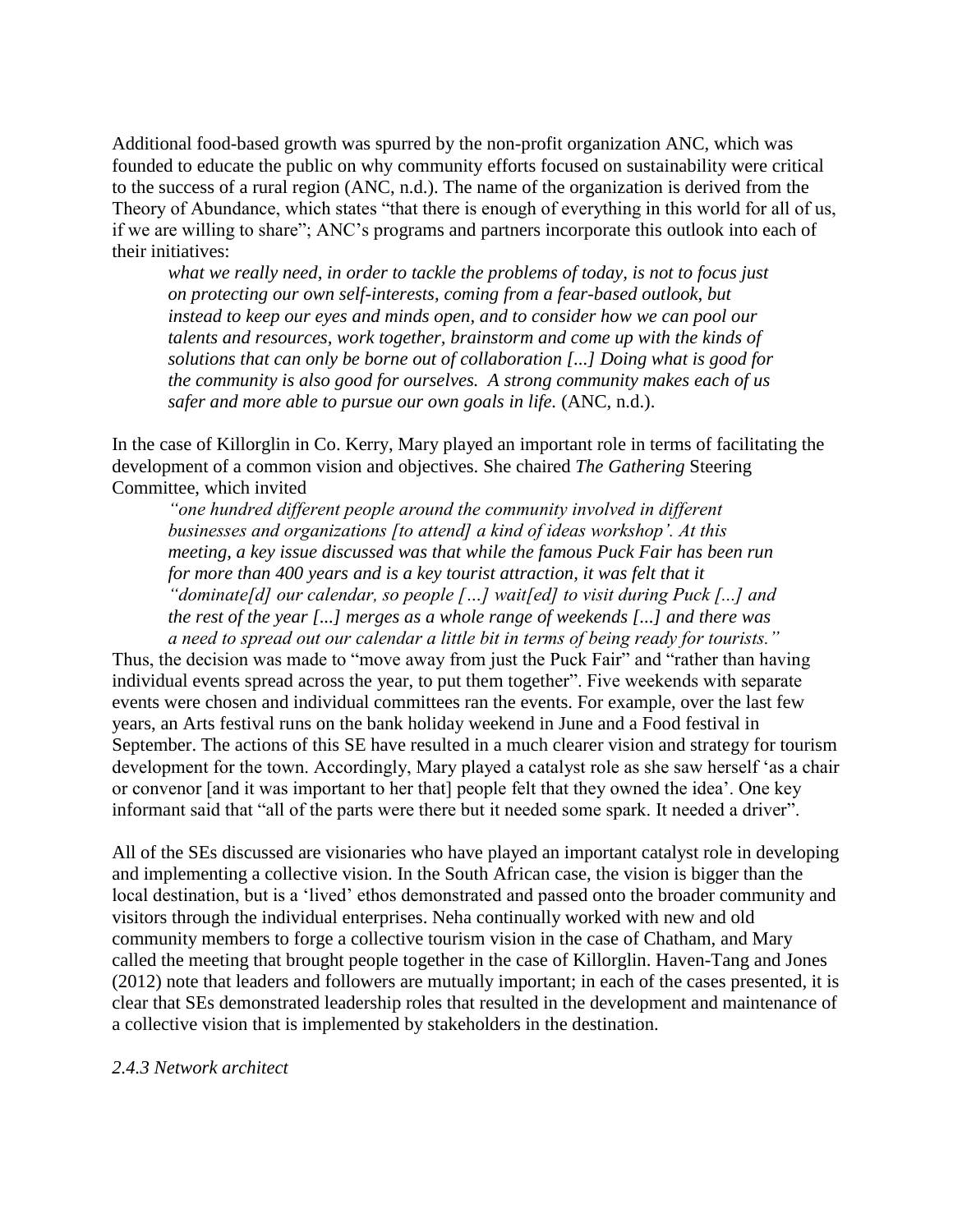Additional food-based growth was spurred by the non-profit organization ANC, which was founded to educate the public on why community efforts focused on sustainability were critical to the success of a rural region (ANC, n.d.). The name of the organization is derived from the Theory of Abundance, which states "that there is enough of everything in this world for all of us, if we are willing to share"; ANC's programs and partners incorporate this outlook into each of their initiatives:

> *what we really need, in order to tackle the problems of today, is not to focus just on protecting our own self-interests, coming from a fear-based outlook, but instead to keep our eyes and minds open, and to consider how we can pool our talents and resources, work together, brainstorm and come up with the kinds of solutions that can only be borne out of collaboration [...] Doing what is good for the community is also good for ourselves. A strong community makes each of us safer and more able to pursue our own goals in life.* (ANC, n.d.).

In the case of Killorglin in Co. Kerry, Mary played an important role in terms of facilitating the development of a common vision and objectives. She chaired *The Gathering* Steering Committee, which invited

> *"one hundred different people around the community involved in different businesses and organizations [to attend] a kind of ideas workshop'. At this meeting, a key issue discussed was that while the famous Puck Fair has been run for more than 400 years and is a key tourist attraction, it was felt that it "dominate[d] our calendar, so people […] wait[ed] to visit during Puck [...] and the rest of the year [...] merges as a whole range of weekends [...] and there was a need to spread out our calendar a little bit in terms of being ready for tourists."*

Thus, the decision was made to "move away from just the Puck Fair" and "rather than having individual events spread across the year, to put them together". Five weekends with separate events were chosen and individual committees ran the events. For example, over the last few years, an Arts festival runs on the bank holiday weekend in June and a Food festival in September. The actions of this SE have resulted in a much clearer vision and strategy for tourism development for the town. Accordingly, Mary played a catalyst role as she saw herself 'as a chair or convenor [and it was important to her that] people felt that they owned the idea'. One key informant said that "all of the parts were there but it needed some spark. It needed a driver".

All of the SEs discussed are visionaries who have played an important catalyst role in developing and implementing a collective vision. In the South African case, the vision is bigger than the local destination, but is a 'lived' ethos demonstrated and passed onto the broader community and visitors through the individual enterprises. Neha continually worked with new and old community members to forge a collective tourism vision in the case of Chatham, and Mary called the meeting that brought people together in the case of Killorglin. Haven-Tang and Jones (2012) note that leaders and followers are mutually important; in each of the cases presented, it is clear that SEs demonstrated leadership roles that resulted in the development and maintenance of a collective vision that is implemented by stakeholders in the destination.

#### *2.4.3 Network architect*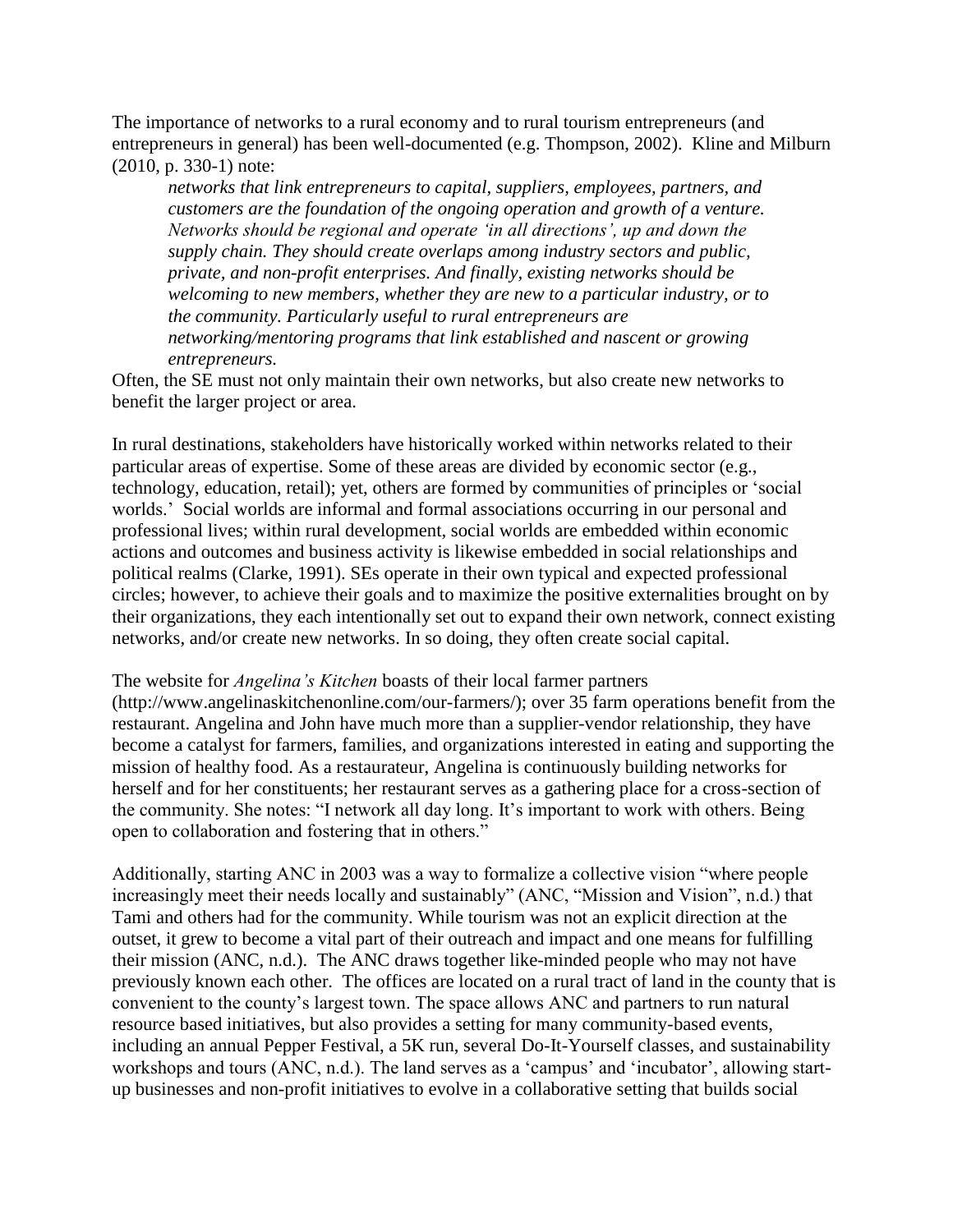The importance of networks to a rural economy and to rural tourism entrepreneurs (and entrepreneurs in general) has been well-documented (e.g. Thompson, 2002). Kline and Milburn (2010, p. 330-1) note:

> *networks that link entrepreneurs to capital, suppliers, employees, partners, and customers are the foundation of the ongoing operation and growth of a venture. Networks should be regional and operate 'in all directions', up and down the supply chain. They should create overlaps among industry sectors and public, private, and non-profit enterprises. And finally, existing networks should be welcoming to new members, whether they are new to a particular industry, or to the community. Particularly useful to rural entrepreneurs are networking/mentoring programs that link established and nascent or growing entrepreneurs.*

Often, the SE must not only maintain their own networks, but also create new networks to benefit the larger project or area.

In rural destinations, stakeholders have historically worked within networks related to their particular areas of expertise. Some of these areas are divided by economic sector (e.g., technology, education, retail); yet, others are formed by communities of principles or 'social worlds.' Social worlds are informal and formal associations occurring in our personal and professional lives; within rural development, social worlds are embedded within economic actions and outcomes and business activity is likewise embedded in social relationships and political realms (Clarke, 1991). SEs operate in their own typical and expected professional circles; however, to achieve their goals and to maximize the positive externalities brought on by their organizations, they each intentionally set out to expand their own network, connect existing networks, and/or create new networks. In so doing, they often create social capital.

The website for *Angelina's Kitchen* boasts of their local farmer partners (http://www.angelinaskitchenonline.com/our-farmers/); over 35 farm operations benefit from the restaurant. Angelina and John have much more than a supplier-vendor relationship, they have become a catalyst for farmers, families, and organizations interested in eating and supporting the mission of healthy food. As a restaurateur, Angelina is continuously building networks for herself and for her constituents; her restaurant serves as a gathering place for a cross-section of the community. She notes: "I network all day long. It's important to work with others. Being open to collaboration and fostering that in others."

Additionally, starting ANC in 2003 was a way to formalize a collective vision "where people increasingly meet their needs locally and sustainably" (ANC, "Mission and Vision", n.d.) that Tami and others had for the community. While tourism was not an explicit direction at the outset, it grew to become a vital part of their outreach and impact and one means for fulfilling their mission (ANC, n.d.). The ANC draws together like-minded people who may not have previously known each other. The offices are located on a rural tract of land in the county that is convenient to the county's largest town. The space allows ANC and partners to run natural resource based initiatives, but also provides a setting for many community-based events, including an annual Pepper Festival, a 5K run, several Do-It-Yourself classes, and sustainability workshops and tours (ANC, n.d.). The land serves as a 'campus' and 'incubator', allowing start-up businesses and non-profit initiatives to evolve in a collaborative setting that builds social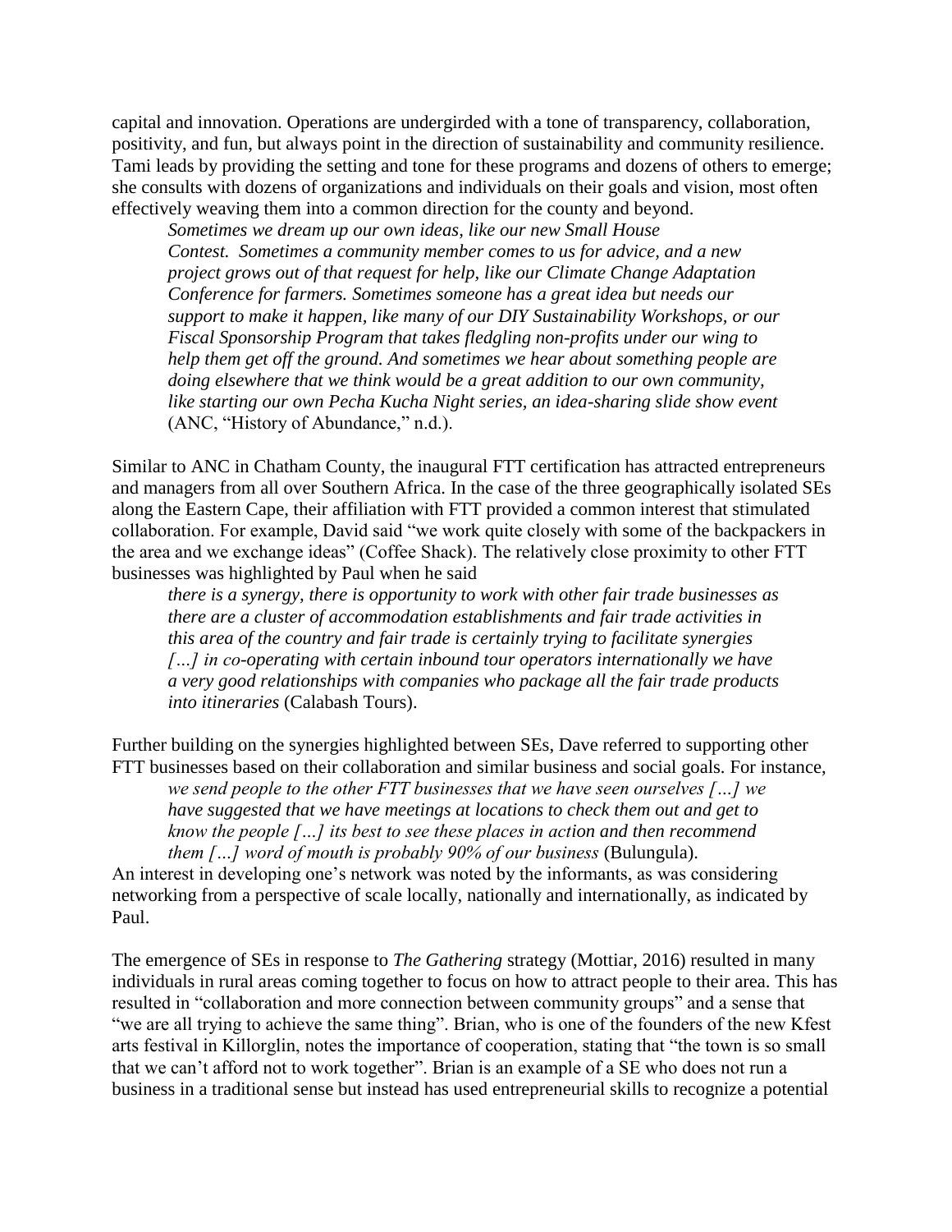capital and innovation. Operations are undergirded with a tone of transparency, collaboration, positivity, and fun, but always point in the direction of sustainability and community resilience. Tami leads by providing the setting and tone for these programs and dozens of others to emerge; she consults with dozens of organizations and individuals on their goals and vision, most often effectively weaving them into a common direction for the county and beyond.

> *Sometimes we dream up our own ideas, like our new Small House Contest. Sometimes a community member comes to us for advice, and a new project grows out of that request for help, like our Climate Change Adaptation Conference for farmers. Sometimes someone has a great idea but needs our support to make it happen, like many of our DIY Sustainability Workshops, or our Fiscal Sponsorship Program that takes fledgling non-profits under our wing to help them get off the ground. And sometimes we hear about something people are doing elsewhere that we think would be a great addition to our own community, like starting our own Pecha Kucha Night series, an idea-sharing slide show event* (ANC, "History of Abundance," n.d.).

Similar to ANC in Chatham County, the inaugural FTT certification has attracted entrepreneurs and managers from all over Southern Africa. In the case of the three geographically isolated SEs along the Eastern Cape, their affiliation with FTT provided a common interest that stimulated collaboration. For example, David said "we work quite closely with some of the backpackers in the area and we exchange ideas" (Coffee Shack). The relatively close proximity to other FTT businesses was highlighted by Paul when he said

> *there is a synergy, there is opportunity to work with other fair trade businesses as there are a cluster of accommodation establishments and fair trade activities in this area of the country and fair trade is certainly trying to facilitate synergies […] in co-operating with certain inbound tour operators internationally we have a very good relationships with companies who package all the fair trade products into itineraries* (Calabash Tours).

Further building on the synergies highlighted between SEs, Dave referred to supporting other FTT businesses based on their collaboration and similar business and social goals. For instance,

> *we send people to the other FTT businesses that we have seen ourselves […] we have suggested that we have meetings at locations to check them out and get to know the people […] its best to see these places in action and then recommend them […] word of mouth is probably 90% of our business* (Bulungula).

An interest in developing one's network was noted by the informants, as was considering networking from a perspective of scale locally, nationally and internationally, as indicated by Paul.

The emergence of SEs in response to *The Gathering* strategy (Mottiar, 2016) resulted in many individuals in rural areas coming together to focus on how to attract people to their area. This has resulted in "collaboration and more connection between community groups" and a sense that "we are all trying to achieve the same thing". Brian, who is one of the founders of the new Kfest arts festival in Killorglin, notes the importance of cooperation, stating that "the town is so small that we can't afford not to work together". Brian is an example of a SE who does not run a business in a traditional sense but instead has used entrepreneurial skills to recognize a potential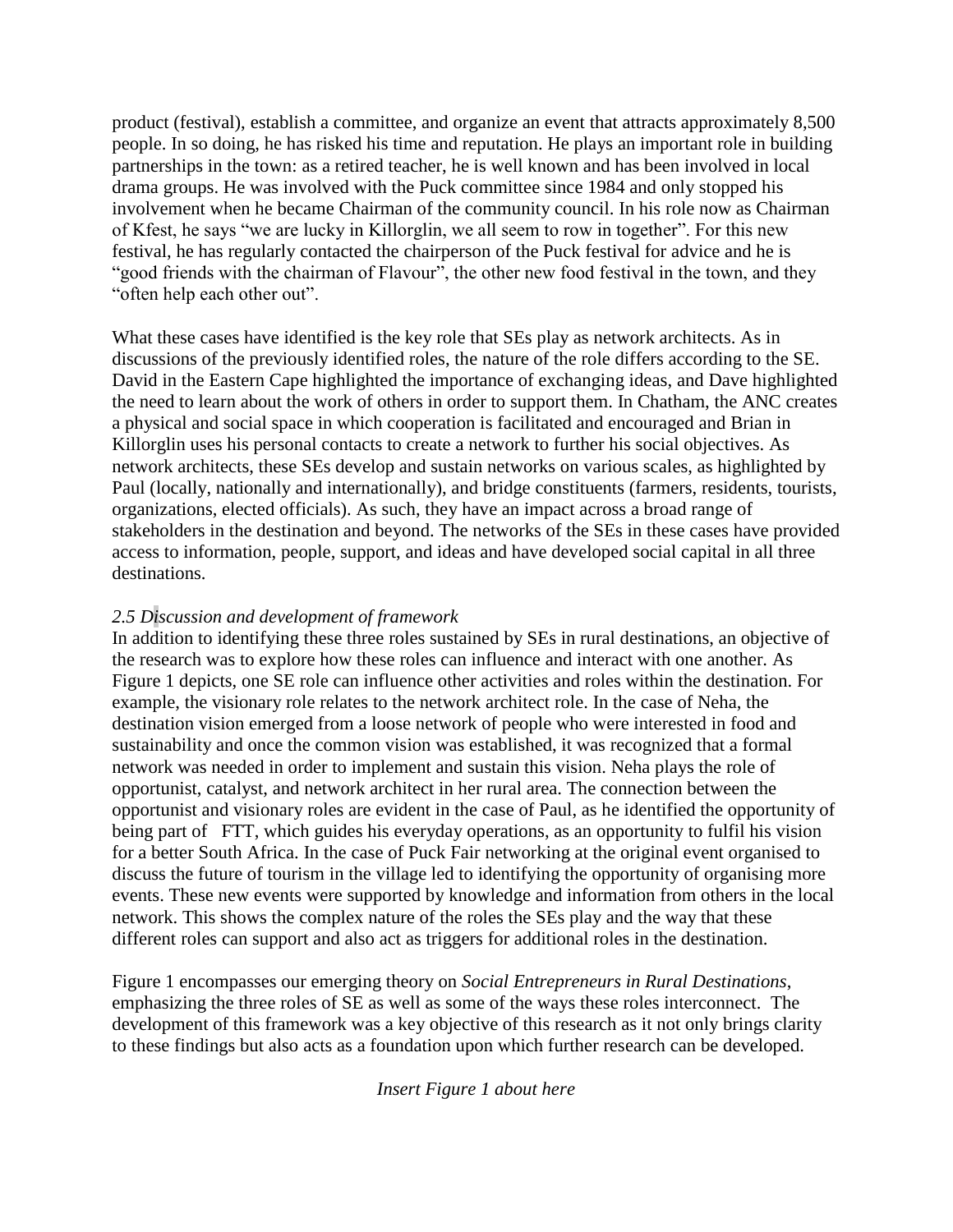product (festival), establish a committee, and organize an event that attracts approximately 8,500 people. In so doing, he has risked his time and reputation. He plays an important role in building partnerships in the town: as a retired teacher, he is well known and has been involved in local drama groups. He was involved with the Puck committee since 1984 and only stopped his involvement when he became Chairman of the community council. In his role now as Chairman of Kfest, he says "we are lucky in Killorglin, we all seem to row in together". For this new festival, he has regularly contacted the chairperson of the Puck festival for advice and he is "good friends with the chairman of Flavour", the other new food festival in the town, and they "often help each other out".

What these cases have identified is the key role that SEs play as network architects. As in discussions of the previously identified roles, the nature of the role differs according to the SE. David in the Eastern Cape highlighted the importance of exchanging ideas, and Dave highlighted the need to learn about the work of others in order to support them. In Chatham, the ANC creates a physical and social space in which cooperation is facilitated and encouraged and Brian in Killorglin uses his personal contacts to create a network to further his social objectives. As network architects, these SEs develop and sustain networks on various scales, as highlighted by Paul (locally, nationally and internationally), and bridge constituents (farmers, residents, tourists, organizations, elected officials). As such, they have an impact across a broad range of stakeholders in the destination and beyond. The networks of the SEs in these cases have provided access to information, people, support, and ideas and have developed social capital in all three destinations.

### *2.5 Discussion and development of framework*

In addition to identifying these three roles sustained by SEs in rural destinations, an objective of the research was to explore how these roles can influence and interact with one another. As Figure 1 depicts, one SE role can influence other activities and roles within the destination. For example, the visionary role relates to the network architect role. In the case of Neha, the destination vision emerged from a loose network of people who were interested in food and sustainability and once the common vision was established, it was recognized that a formal network was needed in order to implement and sustain this vision. Neha plays the role of opportunist, catalyst, and network architect in her rural area. The connection between the opportunist and visionary roles are evident in the case of Paul, as he identified the opportunity of being part of FTT, which guides his everyday operations, as an opportunity to fulfil his vision for a better South Africa. In the case of Puck Fair networking at the original event organised to discuss the future of tourism in the village led to identifying the opportunity of organising more events. These new events were supported by knowledge and information from others in the local network. This shows the complex nature of the roles the SEs play and the way that these different roles can support and also act as triggers for additional roles in the destination.

Figure 1 encompasses our emerging theory on *Social Entrepreneurs in Rural Destinations*, emphasizing the three roles of SE as well as some of the ways these roles interconnect. The development of this framework was a key objective of this research as it not only brings clarity to these findings but also acts as a foundation upon which further research can be developed.

*Insert Figure 1 about here*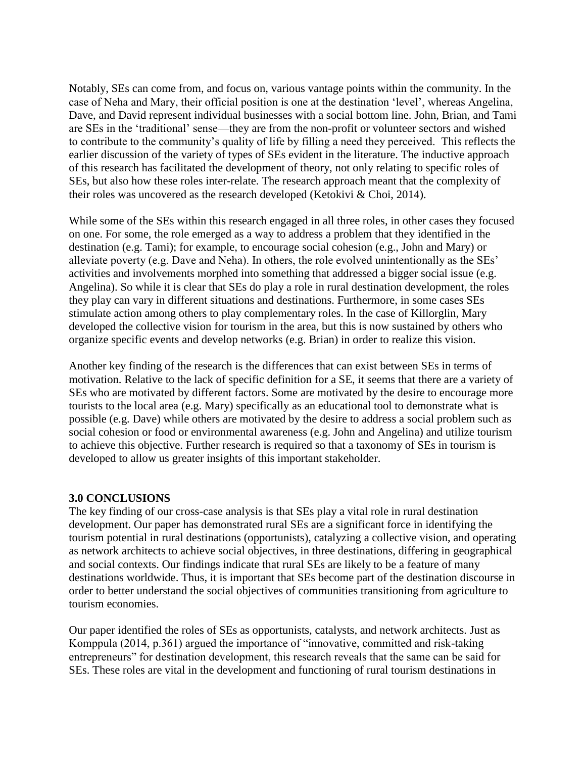Notably, SEs can come from, and focus on, various vantage points within the community. In the case of Neha and Mary, their official position is one at the destination 'level', whereas Angelina, Dave, and David represent individual businesses with a social bottom line. John, Brian, and Tami are SEs in the 'traditional' sense—they are from the non-profit or volunteer sectors and wished to contribute to the community's quality of life by filling a need they perceived. This reflects the earlier discussion of the variety of types of SEs evident in the literature. The inductive approach of this research has facilitated the development of theory, not only relating to specific roles of SEs, but also how these roles inter-relate. The research approach meant that the complexity of their roles was uncovered as the research developed (Ketokivi & Choi, 2014).

While some of the SEs within this research engaged in all three roles, in other cases they focused on one. For some, the role emerged as a way to address a problem that they identified in the destination (e.g. Tami); for example, to encourage social cohesion (e.g., John and Mary) or alleviate poverty (e.g. Dave and Neha). In others, the role evolved unintentionally as the SEs' activities and involvements morphed into something that addressed a bigger social issue (e.g. Angelina). So while it is clear that SEs do play a role in rural destination development, the roles they play can vary in different situations and destinations. Furthermore, in some cases SEs stimulate action among others to play complementary roles. In the case of Killorglin, Mary developed the collective vision for tourism in the area, but this is now sustained by others who organize specific events and develop networks (e.g. Brian) in order to realize this vision.

Another key finding of the research is the differences that can exist between SEs in terms of motivation. Relative to the lack of specific definition for a SE, it seems that there are a variety of SEs who are motivated by different factors. Some are motivated by the desire to encourage more tourists to the local area (e.g. Mary) specifically as an educational tool to demonstrate what is possible (e.g. Dave) while others are motivated by the desire to address a social problem such as social cohesion or food or environmental awareness (e.g. John and Angelina) and utilize tourism to achieve this objective. Further research is required so that a taxonomy of SEs in tourism is developed to allow us greater insights of this important stakeholder.

## 3.0 CONCLUSIONS

The key finding of our cross-case analysis is that SEs play a vital role in rural destination development. Our paper has demonstrated rural SEs are a significant force in identifying the tourism potential in rural destinations (opportunists), catalyzing a collective vision, and operating as network architects to achieve social objectives, in three destinations, differing in geographical and social contexts. Our findings indicate that rural SEs are likely to be a feature of many destinations worldwide. Thus, it is important that SEs become part of the destination discourse in order to better understand the social objectives of communities transitioning from agriculture to tourism economies.

Our paper identified the roles of SEs as opportunists, catalysts, and network architects. Just as Komppula (2014, p.361) argued the importance of "innovative, committed and risk-taking entrepreneurs" for destination development, this research reveals that the same can be said for SEs. These roles are vital in the development and functioning of rural tourism destinations in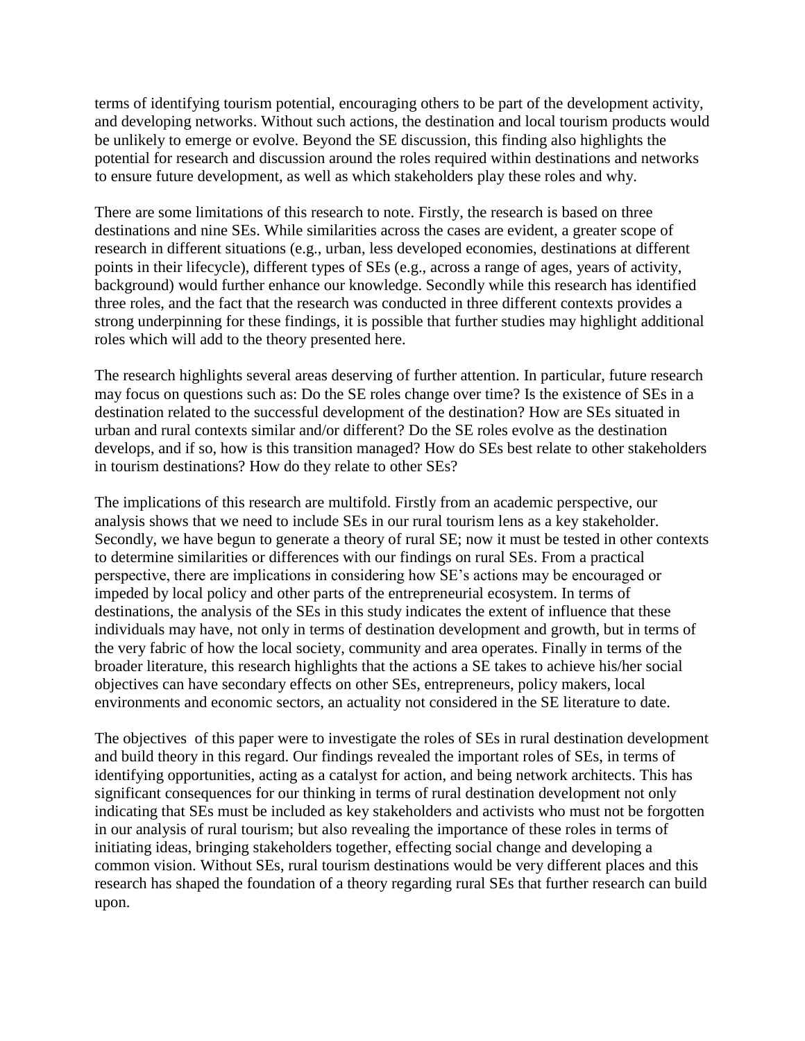terms of identifying tourism potential, encouraging others to be part of the development activity, and developing networks. Without such actions, the destination and local tourism products would be unlikely to emerge or evolve. Beyond the SE discussion, this finding also highlights the potential for research and discussion around the roles required within destinations and networks to ensure future development, as well as which stakeholders play these roles and why.

There are some limitations of this research to note. Firstly, the research is based on three destinations and nine SEs. While similarities across the cases are evident, a greater scope of research in different situations (e.g., urban, less developed economies, destinations at different points in their lifecycle), different types of SEs (e.g., across a range of ages, years of activity, background) would further enhance our knowledge. Secondly while this research has identified three roles, and the fact that the research was conducted in three different contexts provides a strong underpinning for these findings, it is possible that further studies may highlight additional roles which will add to the theory presented here.

The research highlights several areas deserving of further attention. In particular, future research may focus on questions such as: Do the SE roles change over time? Is the existence of SEs in a destination related to the successful development of the destination? How are SEs situated in urban and rural contexts similar and/or different? Do the SE roles evolve as the destination develops, and if so, how is this transition managed? How do SEs best relate to other stakeholders in tourism destinations? How do they relate to other SEs?

The implications of this research are multifold. Firstly from an academic perspective, our analysis shows that we need to include SEs in our rural tourism lens as a key stakeholder. Secondly, we have begun to generate a theory of rural SE; now it must be tested in other contexts to determine similarities or differences with our findings on rural SEs. From a practical perspective, there are implications in considering how SE's actions may be encouraged or impeded by local policy and other parts of the entrepreneurial ecosystem. In terms of destinations, the analysis of the SEs in this study indicates the extent of influence that these individuals may have, not only in terms of destination development and growth, but in terms of the very fabric of how the local society, community and area operates. Finally in terms of the broader literature, this research highlights that the actions a SE takes to achieve his/her social objectives can have secondary effects on other SEs, entrepreneurs, policy makers, local environments and economic sectors, an actuality not considered in the SE literature to date.

The objectives of this paper were to investigate the roles of SEs in rural destination development and build theory in this regard. Our findings revealed the important roles of SEs, in terms of identifying opportunities, acting as a catalyst for action, and being network architects. This has significant consequences for our thinking in terms of rural destination development not only indicating that SEs must be included as key stakeholders and activists who must not be forgotten in our analysis of rural tourism; but also revealing the importance of these roles in terms of initiating ideas, bringing stakeholders together, effecting social change and developing a common vision. Without SEs, rural tourism destinations would be very different places and this research has shaped the foundation of a theory regarding rural SEs that further research can build upon.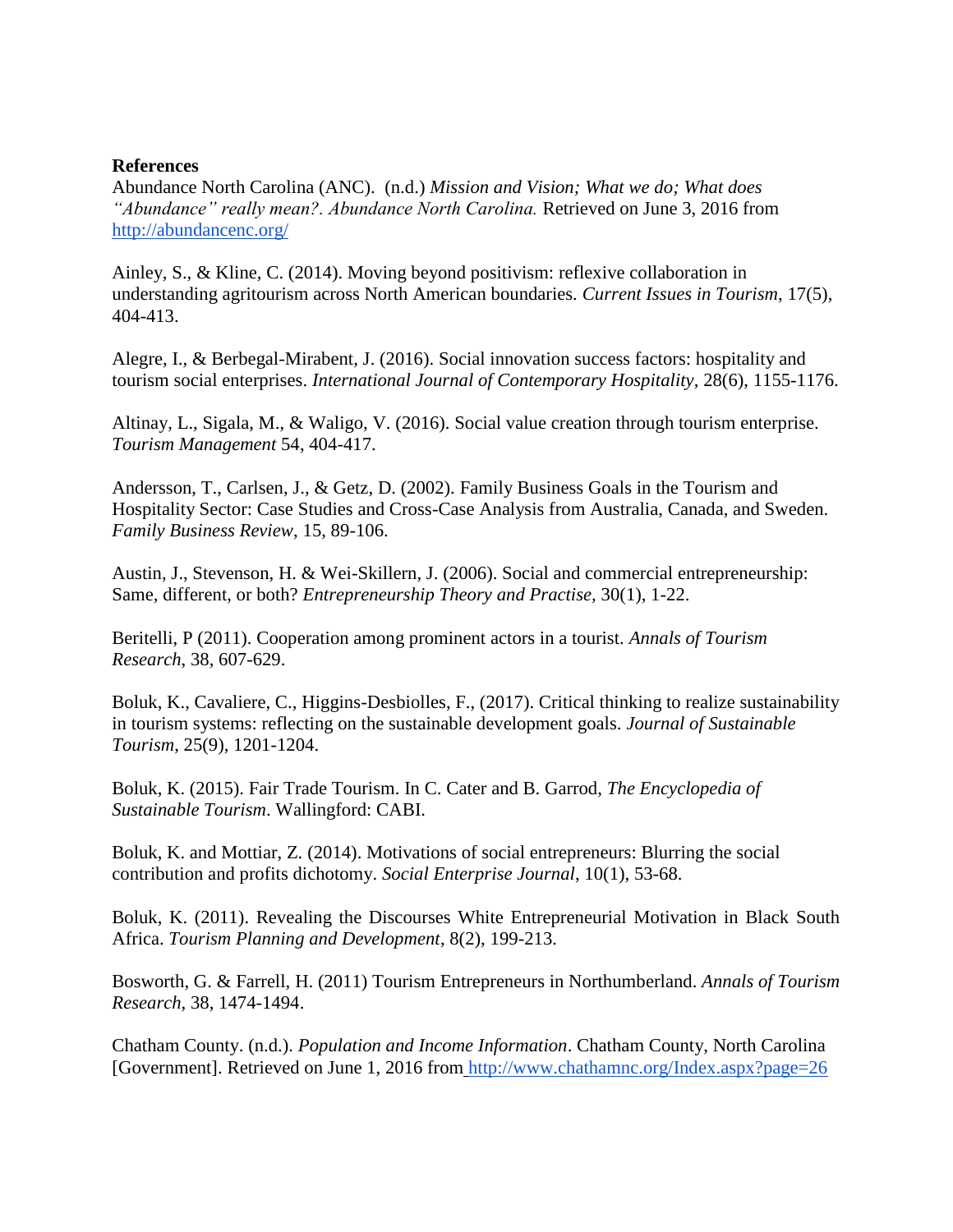**References**

Abundance North Carolina (ANC). (n.d.) *Mission and Vision; What we do; What does "Abundance" really mean?. Abundance North Carolina.* Retrieved on June 3, 2016 from http://abundancenc.org/

Ainley, S., & Kline, C. (2014). Moving beyond positivism: reflexive collaboration in understanding agritourism across North American boundaries. *Current Issues in Tourism*, 17(5), 404-413.

Alegre, I., & Berbegal-Mirabent, J. (2016). Social innovation success factors: hospitality and tourism social enterprises. *International Journal of Contemporary Hospitality*, 28(6), 1155-1176.

Altinay, L., Sigala, M., & Waligo, V. (2016). Social value creation through tourism enterprise. *Tourism Management* 54, 404-417.

Andersson, T., Carlsen, J., & Getz, D. (2002). Family Business Goals in the Tourism and Hospitality Sector: Case Studies and Cross-Case Analysis from Australia, Canada, and Sweden. *Family Business Review*, 15, 89-106.

Austin, J., Stevenson, H. & Wei-Skillern, J. (2006). Social and commercial entrepreneurship: Same, different, or both? *Entrepreneurship Theory and Practise,* 30(1), 1-22.

Beritelli, P (2011). Cooperation among prominent actors in a tourist. *Annals of Tourism Research*, 38, 607-629.

Boluk, K., Cavaliere, C., Higgins-Desbiolles, F., (2017). Critical thinking to realize sustainability in tourism systems: reflecting on the sustainable development goals. *Journal of Sustainable Tourism*, 25(9), 1201-1204.

Boluk, K. (2015). Fair Trade Tourism. In C. Cater and B. Garrod, *The Encyclopedia of Sustainable Tourism*. Wallingford: CABI.

Boluk, K. and Mottiar, Z. (2014). Motivations of social entrepreneurs: Blurring the social contribution and profits dichotomy. *Social Enterprise Journal*, 10(1), 53-68.

Boluk, K. (2011). Revealing the Discourses White Entrepreneurial Motivation in Black South Africa. *Tourism Planning and Development*, 8(2), 199-213.

Bosworth, G. & Farrell, H. (2011) Tourism Entrepreneurs in Northumberland. *Annals of Tourism Research*, 38, 1474-1494.

Chatham County. (n.d.). *Population and Income Information*. Chatham County, North Carolina [Government]. Retrieved on June 1, 2016 from http://www.chathamnc.org/Index.aspx?page=26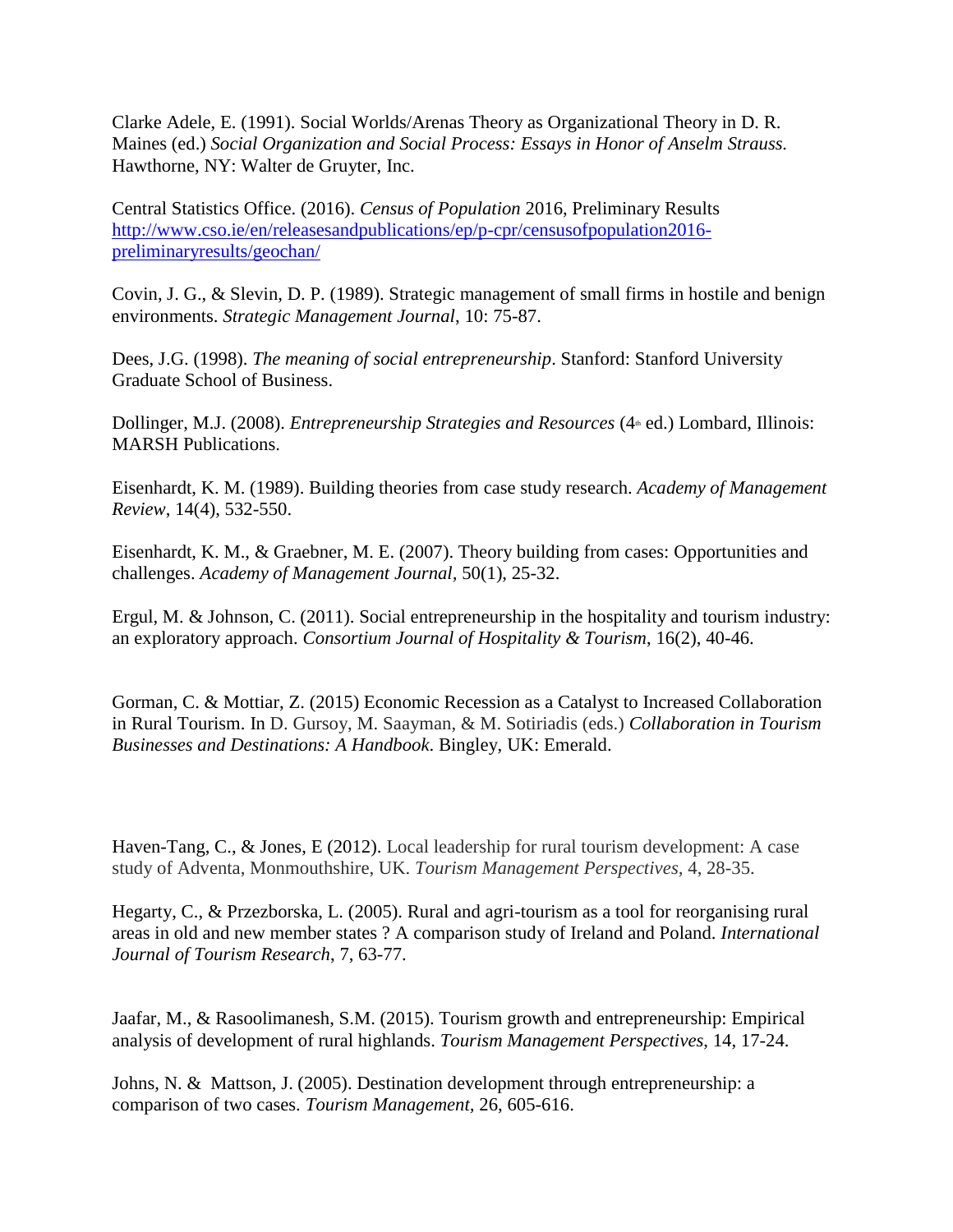Clarke Adele, E. (1991). Social Worlds/Arenas Theory as Organizational Theory in D. R. Maines (ed.) *Social Organization and Social Process: Essays in Honor of Anselm Strauss.* Hawthorne, NY: Walter de Gruyter, Inc.

Central Statistics Office. (2016). *Census of Population* 2016, Preliminary Results [http://www.cso.ie/en/releasesandpublications/ep/p-cpr/censusofpopulation2016-preliminaryresults/geochan/](http://www.cso.ie/en/releasesandpublications/ep/p-cpr/censusofpopulation2016-preliminaryresults/geochan/)

Covin, J. G., & Slevin, D. P. (1989). Strategic management of small firms in hostile and benign environments. *Strategic Management Journal*, 10: 75-87.

Dees, J.G. (1998). *The meaning of social entrepreneurship*. Stanford: Stanford University Graduate School of Business.

Dollinger, M.J. (2008). *Entrepreneurship Strategies and Resources* (4th ed.) Lombard, Illinois: MARSH Publications.

Eisenhardt, K. M. (1989). Building theories from case study research. *Academy of Management Review*, 14(4), 532-550.

Eisenhardt, K. M., & Graebner, M. E. (2007). Theory building from cases: Opportunities and challenges. *Academy of Management Journal*, 50(1), 25-32.

Ergul, M. & Johnson, C. (2011). Social entrepreneurship in the hospitality and tourism industry: an exploratory approach. *Consortium Journal of Hospitality & Tourism*, 16(2), 40-46.

Gorman, C. & Mottiar, Z. (2015) Economic Recession as a Catalyst to Increased Collaboration in Rural Tourism. In D. Gursoy, M. Saayman, & M. Sotiriadis (eds.) *Collaboration in Tourism Businesses and Destinations: A Handbook*. Bingley, UK: Emerald.

Haven-Tang, C., & Jones, E (2012). Local leadership for rural tourism development: A case study of Adventa, Monmouthshire, UK. *Tourism Management Perspectives*, 4, 28-35.

Hegarty, C., & Przezborska, L. (2005). Rural and agri-tourism as a tool for reorganising rural areas in old and new member states ? A comparison study of Ireland and Poland. *International Journal of Tourism Research*, 7, 63-77.

Jaafar, M., & Rasoolimanesh, S.M. (2015). Tourism growth and entrepreneurship: Empirical analysis of development of rural highlands. *Tourism Management Perspectives*, 14, 17-24.

Johns, N. & Mattson, J. (2005). Destination development through entrepreneurship: a comparison of two cases. *Tourism Management*, 26, 605-616.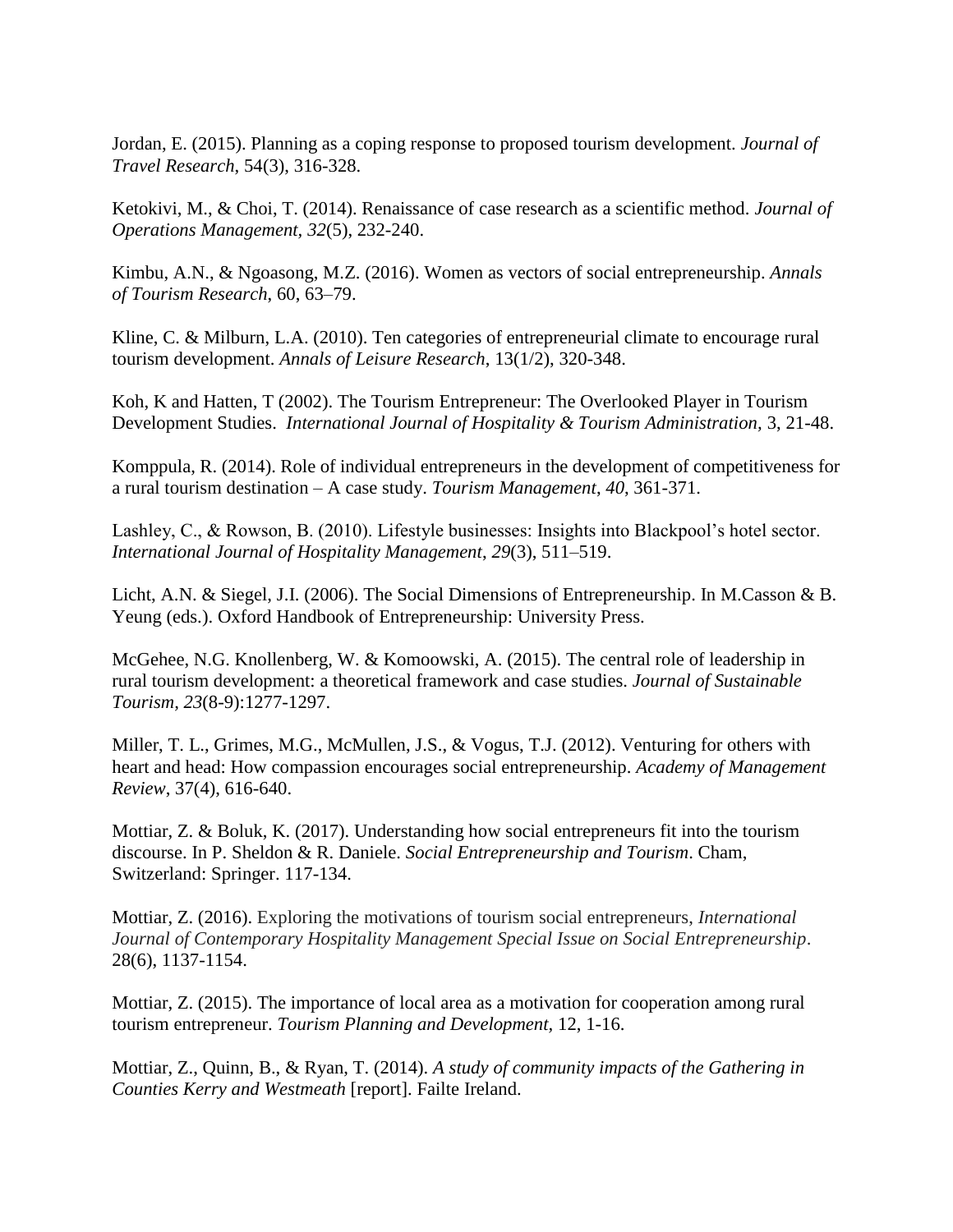Jordan, E. (2015). Planning as a coping response to proposed tourism development. *Journal of Travel Research*, 54(3), 316-328.

Ketokivi, M., & Choi, T. (2014). Renaissance of case research as a scientific method. *Journal of Operations Management, 32*(5), 232-240.

Kimbu, A.N., & Ngoasong, M.Z. (2016). Women as vectors of social entrepreneurship. *Annals of Tourism Research*, 60, 63–79.

Kline, C. & Milburn, L.A. (2010). Ten categories of entrepreneurial climate to encourage rural tourism development. *Annals of Leisure Research*, 13(1/2), 320-348.

Koh, K and Hatten, T (2002). The Tourism Entrepreneur: The Overlooked Player in Tourism Development Studies. *International Journal of Hospitality & Tourism Administration,* 3, 21-48.

Komppula, R. (2014). Role of individual entrepreneurs in the development of competitiveness for a rural tourism destination – A case study. *Tourism Management*, *40*, 361-371.

Lashley, C., & Rowson, B. (2010). Lifestyle businesses: Insights into Blackpool's hotel sector. *International Journal of Hospitality Management*, *29*(3), 511–519.

Licht, A.N. & Siegel, J.I. (2006). The Social Dimensions of Entrepreneurship. In M.Casson & B. Yeung (eds.). Oxford Handbook of Entrepreneurship: University Press.

McGehee, N.G. Knollenberg, W. & Komoowski, A. (2015). The central role of leadership in rural tourism development: a theoretical framework and case studies. *Journal of Sustainable Tourism, 23*(8-9):1277-1297.

Miller, T. L., Grimes, M.G., McMullen, J.S., & Vogus, T.J. (2012). Venturing for others with heart and head: How compassion encourages social entrepreneurship. *Academy of Management Review*, 37(4), 616-640.

Mottiar, Z. & Boluk, K. (2017). Understanding how social entrepreneurs fit into the tourism discourse. In P. Sheldon & R. Daniele. *Social Entrepreneurship and Tourism*. Cham, Switzerland: Springer. 117-134.

Mottiar, Z. (2016). Exploring the motivations of tourism social entrepreneurs, *International Journal of Contemporary Hospitality Management Special Issue on Social Entrepreneurship*. 28(6), 1137-1154.

Mottiar, Z. (2015). The importance of local area as a motivation for cooperation among rural tourism entrepreneur. *Tourism Planning and Development,* 12, 1-16.

Mottiar, Z., Quinn, B., & Ryan, T. (2014). *A study of community impacts of the Gathering in Counties Kerry and Westmeath* [report]. Failte Ireland.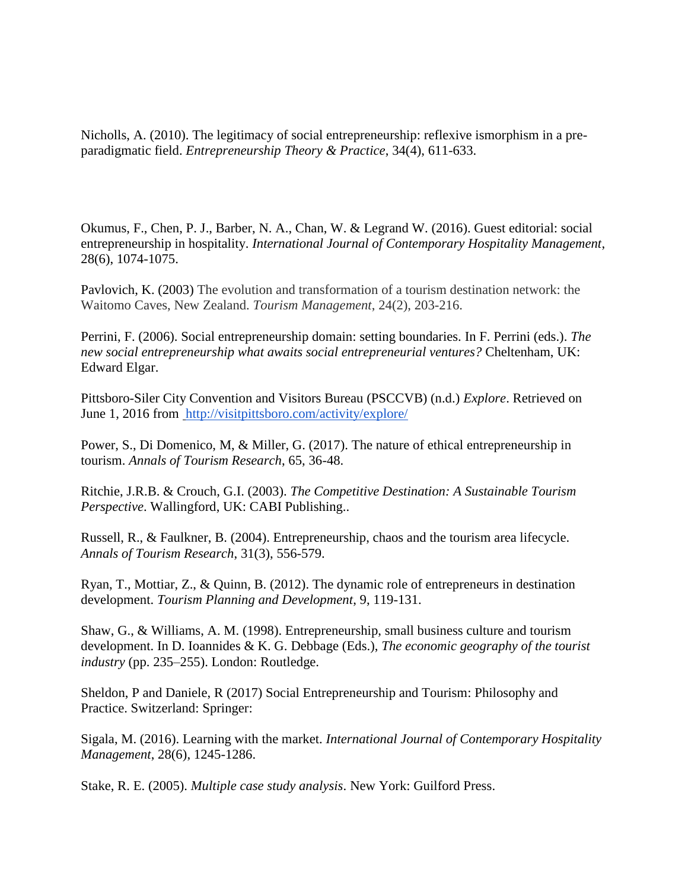Nicholls, A. (2010). The legitimacy of social entrepreneurship: reflexive ismorphism in a pre-paradigmatic field. *Entrepreneurship Theory & Practice*, 34(4), 611-633.

Okumus, F., Chen, P. J., Barber, N. A., Chan, W. & Legrand W. (2016). Guest editorial: social entrepreneurship in hospitality. *International Journal of Contemporary Hospitality Management*, 28(6), 1074-1075.

Pavlovich, K. (2003) The evolution and transformation of a tourism destination network: the Waitomo Caves, New Zealand. *Tourism Management*, 24(2), 203-216.

Perrini, F. (2006). Social entrepreneurship domain: setting boundaries. In F. Perrini (eds.). *The new social entrepreneurship what awaits social entrepreneurial ventures?* Cheltenham, UK: Edward Elgar.

Pittsboro-Siler City Convention and Visitors Bureau (PSCCVB) (n.d.) *Explore*. Retrieved on June 1, 2016 from http://visitpittsboro.com/activity/explore/

Power, S., Di Domenico, M, & Miller, G. (2017). The nature of ethical entrepreneurship in tourism. *Annals of Tourism Research*, 65, 36-48.

Ritchie, J.R.B. & Crouch, G.I. (2003). *The Competitive Destination: A Sustainable Tourism Perspective*. Wallingford, UK: CABI Publishing..

Russell, R., & Faulkner, B. (2004). Entrepreneurship, chaos and the tourism area lifecycle. *Annals of Tourism Research*, 31(3), 556-579.

Ryan, T., Mottiar, Z., & Quinn, B. (2012). The dynamic role of entrepreneurs in destination development. *Tourism Planning and Development*, 9, 119-131.

Shaw, G., & Williams, A. M. (1998). Entrepreneurship, small business culture and tourism development. In D. Ioannides & K. G. Debbage (Eds.), *The economic geography of the tourist industry* (pp. 235–255). London: Routledge.

Sheldon, P and Daniele, R (2017) Social Entrepreneurship and Tourism: Philosophy and Practice. Switzerland: Springer:

Sigala, M. (2016). Learning with the market. *International Journal of Contemporary Hospitality Management*, 28(6), 1245-1286.

Stake, R. E. (2005). *Multiple case study analysis*. New York: Guilford Press.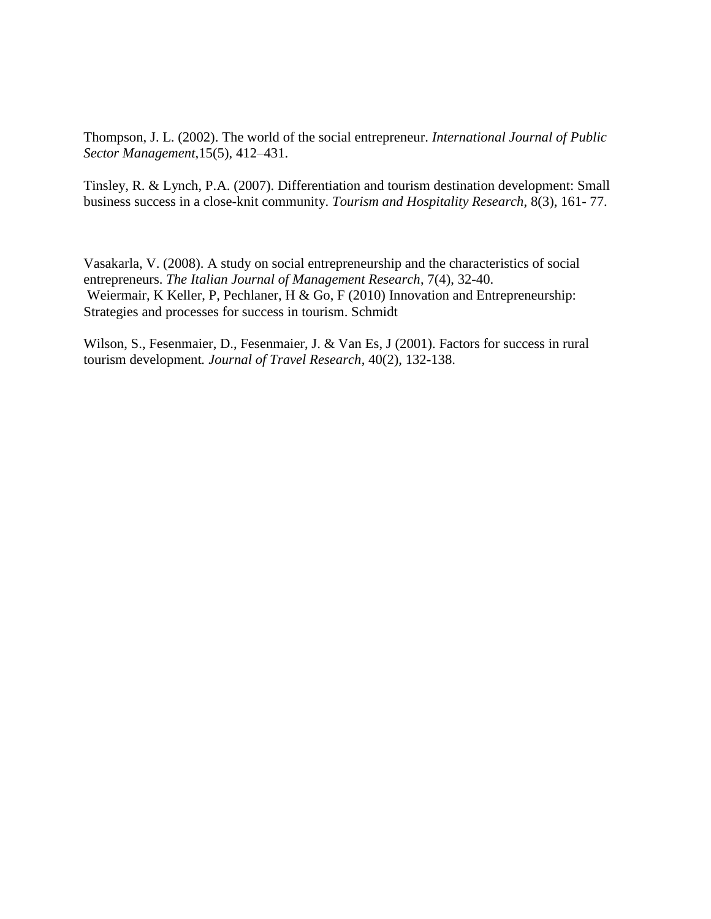Thompson, J. L. (2002). The world of the social entrepreneur. *International Journal of Public Sector Management*,15(5), 412–431.

Tinsley, R. & Lynch, P.A. (2007). Differentiation and tourism destination development: Small business success in a close-knit community. *Tourism and Hospitality Research*, 8(3), 161- 77.

Vasakarla, V. (2008). A study on social entrepreneurship and the characteristics of social entrepreneurs. *The Italian Journal of Management Research*, 7(4), 32-40.
Weiermair, K Keller, P, Pechlaner, H & Go, F (2010) Innovation and Entrepreneurship: Strategies and processes for success in tourism. Schmidt

Wilson, S., Fesenmaier, D., Fesenmaier, J. & Van Es, J (2001). Factors for success in rural tourism development. *Journal of Travel Research*, 40(2), 132-138.